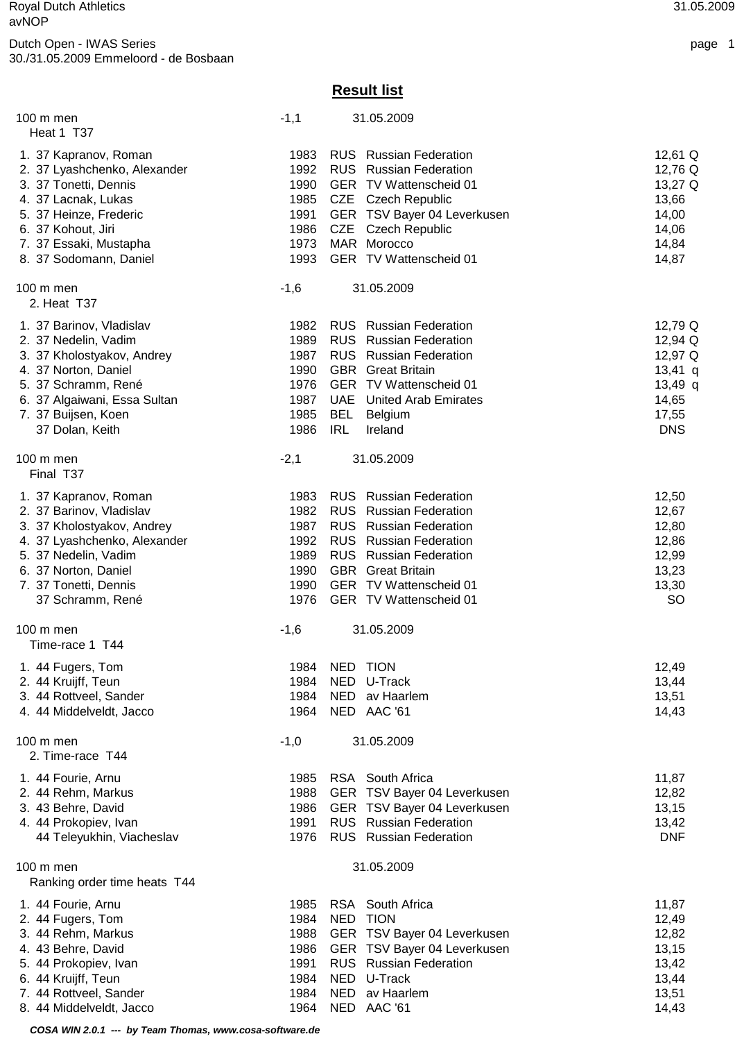Royal Dutch Athletics
avNOP

Dutch Open - IWAS Series
30./31.05.2009 Emmeloord - de Bosbaan

## Result list

### 100 m men — -1,1 — 31.05.2009
Heat 1 T37

| Pl. | Class | Name | Year | Nat | Club | Result |
|---|---|---|---|---|---|---|
| 1. | 37 | Kapranov, Roman | 1983 | RUS | Russian Federation | 12,61 Q |
| 2. | 37 | Lyashchenko, Alexander | 1992 | RUS | Russian Federation | 12,76 Q |
| 3. | 37 | Tonetti, Dennis | 1990 | GER | TV Wattenscheid 01 | 13,27 Q |
| 4. | 37 | Lacnak, Lukas | 1985 | CZE | Czech Republic | 13,66 |
| 5. | 37 | Heinze, Frederic | 1991 | GER | TSV Bayer 04 Leverkusen | 14,00 |
| 6. | 37 | Kohout, Jiri | 1986 | CZE | Czech Republic | 14,06 |
| 7. | 37 | Essaki, Mustapha | 1973 | MAR | Morocco | 14,84 |
| 8. | 37 | Sodomann, Daniel | 1993 | GER | TV Wattenscheid 01 | 14,87 |

### 100 m men — -1,6 — 31.05.2009
2. Heat T37

| Pl. | Class | Name | Year | Nat | Club | Result |
|---|---|---|---|---|---|---|
| 1. | 37 | Barinov, Vladislav | 1982 | RUS | Russian Federation | 12,79 Q |
| 2. | 37 | Nedelin, Vadim | 1989 | RUS | Russian Federation | 12,94 Q |
| 3. | 37 | Kholostyakov, Andrey | 1987 | RUS | Russian Federation | 12,97 Q |
| 4. | 37 | Norton, Daniel | 1990 | GBR | Great Britain | 13,41 q |
| 5. | 37 | Schramm, René | 1976 | GER | TV Wattenscheid 01 | 13,49 q |
| 6. | 37 | Algaiwani, Essa Sultan | 1987 | UAE | United Arab Emirates | 14,65 |
| 7. | 37 | Buijsen, Koen | 1985 | BEL | Belgium | 17,55 |
| | 37 | Dolan, Keith | 1986 | IRL | Ireland | DNS |

### 100 m men — -2,1 — 31.05.2009
Final T37

| Pl. | Class | Name | Year | Nat | Club | Result |
|---|---|---|---|---|---|---|
| 1. | 37 | Kapranov, Roman | 1983 | RUS | Russian Federation | 12,50 |
| 2. | 37 | Barinov, Vladislav | 1982 | RUS | Russian Federation | 12,67 |
| 3. | 37 | Kholostyakov, Andrey | 1987 | RUS | Russian Federation | 12,80 |
| 4. | 37 | Lyashchenko, Alexander | 1992 | RUS | Russian Federation | 12,86 |
| 5. | 37 | Nedelin, Vadim | 1989 | RUS | Russian Federation | 12,99 |
| 6. | 37 | Norton, Daniel | 1990 | GBR | Great Britain | 13,23 |
| 7. | 37 | Tonetti, Dennis | 1990 | GER | TV Wattenscheid 01 | 13,30 |
| | 37 | Schramm, René | 1976 | GER | TV Wattenscheid 01 | SO |

### 100 m men — -1,6 — 31.05.2009
Time-race 1 T44

| Pl. | Class | Name | Year | Nat | Club | Result |
|---|---|---|---|---|---|---|
| 1. | 44 | Fugers, Tom | 1984 | NED | TION | 12,49 |
| 2. | 44 | Kruijff, Teun | 1984 | NED | U-Track | 13,44 |
| 3. | 44 | Rottveel, Sander | 1984 | NED | av Haarlem | 13,51 |
| 4. | 44 | Middelveldt, Jacco | 1964 | NED | AAC '61 | 14,43 |

### 100 m men — -1,0 — 31.05.2009
2. Time-race T44

| Pl. | Class | Name | Year | Nat | Club | Result |
|---|---|---|---|---|---|---|
| 1. | 44 | Fourie, Arnu | 1985 | RSA | South Africa | 11,87 |
| 2. | 44 | Rehm, Markus | 1988 | GER | TSV Bayer 04 Leverkusen | 12,82 |
| 3. | 43 | Behre, David | 1986 | GER | TSV Bayer 04 Leverkusen | 13,15 |
| 4. | 44 | Prokopiev, Ivan | 1991 | RUS | Russian Federation | 13,42 |
| | 44 | Teleyukhin, Viacheslav | 1976 | RUS | Russian Federation | DNF |

### 100 m men — 31.05.2009
Ranking order time heats T44

| Pl. | Class | Name | Year | Nat | Club | Result |
|---|---|---|---|---|---|---|
| 1. | 44 | Fourie, Arnu | 1985 | RSA | South Africa | 11,87 |
| 2. | 44 | Fugers, Tom | 1984 | NED | TION | 12,49 |
| 3. | 44 | Rehm, Markus | 1988 | GER | TSV Bayer 04 Leverkusen | 12,82 |
| 4. | 43 | Behre, David | 1986 | GER | TSV Bayer 04 Leverkusen | 13,15 |
| 5. | 44 | Prokopiev, Ivan | 1991 | RUS | Russian Federation | 13,42 |
| 6. | 44 | Kruijff, Teun | 1984 | NED | U-Track | 13,44 |
| 7. | 44 | Rottveel, Sander | 1984 | NED | av Haarlem | 13,51 |
| 8. | 44 | Middelveldt, Jacco | 1964 | NED | AAC '61 | 14,43 |

*COSA WIN 2.0.1 --- by Team Thomas, www.cosa-software.de*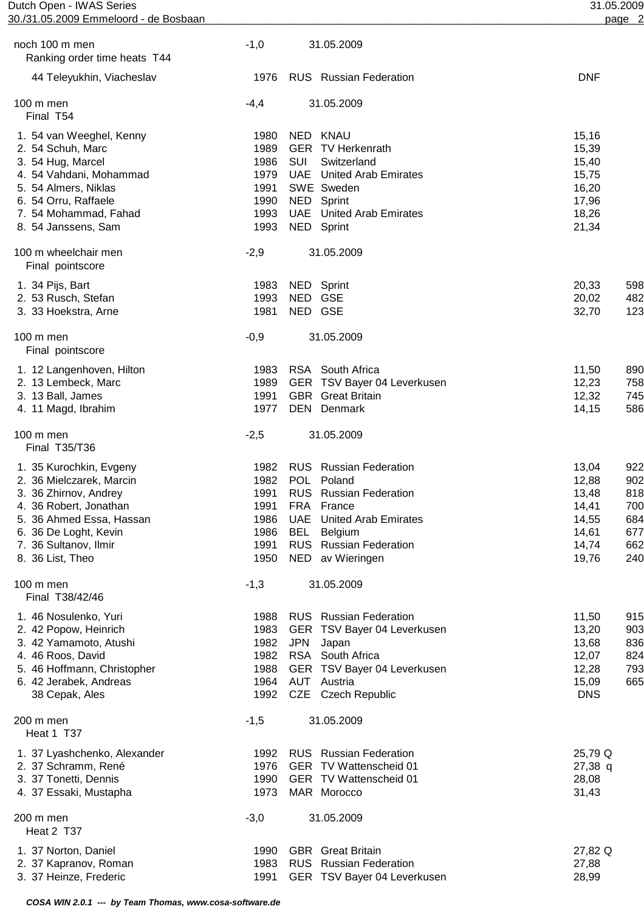## noch 100 m men — -1,0 — 31.05.2009

Ranking order time heats T44

| Place | Class | Name | Year | Nat | Club | Result | Points |
|---|---|---|---|---|---|---|---|
| | 44 | Teleyukhin, Viacheslav | 1976 | RUS | Russian Federation | DNF | |

## 100 m men — -4,4 — 31.05.2009

Final T54

| Place | Class | Name | Year | Nat | Club | Result | Points |
|---|---|---|---|---|---|---|---|
| 1. | 54 | van Weeghel, Kenny | 1980 | NED | KNAU | 15,16 | |
| 2. | 54 | Schuh, Marc | 1989 | GER | TV Herkenrath | 15,39 | |
| 3. | 54 | Hug, Marcel | 1986 | SUI | Switzerland | 15,40 | |
| 4. | 54 | Vahdani, Mohammad | 1979 | UAE | United Arab Emirates | 15,75 | |
| 5. | 54 | Almers, Niklas | 1991 | SWE | Sweden | 16,20 | |
| 6. | 54 | Orru, Raffaele | 1990 | NED | Sprint | 17,96 | |
| 7. | 54 | Mohammad, Fahad | 1993 | UAE | United Arab Emirates | 18,26 | |
| 8. | 54 | Janssens, Sam | 1993 | NED | Sprint | 21,34 | |

## 100 m wheelchair men — -2,9 — 31.05.2009

Final pointscore

| Place | Class | Name | Year | Nat | Club | Result | Points |
|---|---|---|---|---|---|---|---|
| 1. | 34 | Pijs, Bart | 1983 | NED | Sprint | 20,33 | 598 |
| 2. | 53 | Rusch, Stefan | 1993 | NED | GSE | 20,02 | 482 |
| 3. | 33 | Hoekstra, Arne | 1981 | NED | GSE | 32,70 | 123 |

## 100 m men — -0,9 — 31.05.2009

Final pointscore

| Place | Class | Name | Year | Nat | Club | Result | Points |
|---|---|---|---|---|---|---|---|
| 1. | 12 | Langenhoven, Hilton | 1983 | RSA | South Africa | 11,50 | 890 |
| 2. | 13 | Lembeck, Marc | 1989 | GER | TSV Bayer 04 Leverkusen | 12,23 | 758 |
| 3. | 13 | Ball, James | 1991 | GBR | Great Britain | 12,32 | 745 |
| 4. | 11 | Magd, Ibrahim | 1977 | DEN | Denmark | 14,15 | 586 |

## 100 m men — -2,5 — 31.05.2009

Final T35/T36

| Place | Class | Name | Year | Nat | Club | Result | Points |
|---|---|---|---|---|---|---|---|
| 1. | 35 | Kurochkin, Evgeny | 1982 | RUS | Russian Federation | 13,04 | 922 |
| 2. | 36 | Mielczarek, Marcin | 1982 | POL | Poland | 12,88 | 902 |
| 3. | 36 | Zhirnov, Andrey | 1991 | RUS | Russian Federation | 13,48 | 818 |
| 4. | 36 | Robert, Jonathan | 1991 | FRA | France | 14,41 | 700 |
| 5. | 36 | Ahmed Essa, Hassan | 1986 | UAE | United Arab Emirates | 14,55 | 684 |
| 6. | 36 | De Loght, Kevin | 1986 | BEL | Belgium | 14,61 | 677 |
| 7. | 36 | Sultanov, Ilmir | 1991 | RUS | Russian Federation | 14,74 | 662 |
| 8. | 36 | List, Theo | 1950 | NED | av Wieringen | 19,76 | 240 |

## 100 m men — -1,3 — 31.05.2009

Final T38/42/46

| Place | Class | Name | Year | Nat | Club | Result | Points |
|---|---|---|---|---|---|---|---|
| 1. | 46 | Nosulenko, Yuri | 1988 | RUS | Russian Federation | 11,50 | 915 |
| 2. | 42 | Popow, Heinrich | 1983 | GER | TSV Bayer 04 Leverkusen | 13,20 | 903 |
| 3. | 42 | Yamamoto, Atushi | 1982 | JPN | Japan | 13,68 | 836 |
| 4. | 46 | Roos, David | 1982 | RSA | South Africa | 12,07 | 824 |
| 5. | 46 | Hoffmann, Christopher | 1988 | GER | TSV Bayer 04 Leverkusen | 12,28 | 793 |
| 6. | 42 | Jerabek, Andreas | 1964 | AUT | Austria | 15,09 | 665 |
| | 38 | Cepak, Ales | 1992 | CZE | Czech Republic | DNS | |

## 200 m men — -1,5 — 31.05.2009

Heat 1 T37

| Place | Class | Name | Year | Nat | Club | Result | Points |
|---|---|---|---|---|---|---|---|
| 1. | 37 | Lyashchenko, Alexander | 1992 | RUS | Russian Federation | 25,79 Q | |
| 2. | 37 | Schramm, René | 1976 | GER | TV Wattenscheid 01 | 27,38 q | |
| 3. | 37 | Tonetti, Dennis | 1990 | GER | TV Wattenscheid 01 | 28,08 | |
| 4. | 37 | Essaki, Mustapha | 1973 | MAR | Morocco | 31,43 | |

## 200 m men — -3,0 — 31.05.2009

Heat 2 T37

| Place | Class | Name | Year | Nat | Club | Result | Points |
|---|---|---|---|---|---|---|---|
| 1. | 37 | Norton, Daniel | 1990 | GBR | Great Britain | 27,82 Q | |
| 2. | 37 | Kapranov, Roman | 1983 | RUS | Russian Federation | 27,88 | |
| 3. | 37 | Heinze, Frederic | 1991 | GER | TSV Bayer 04 Leverkusen | 28,99 | |

*COSA WIN 2.0.1 --- by Team Thomas, www.cosa-software.de*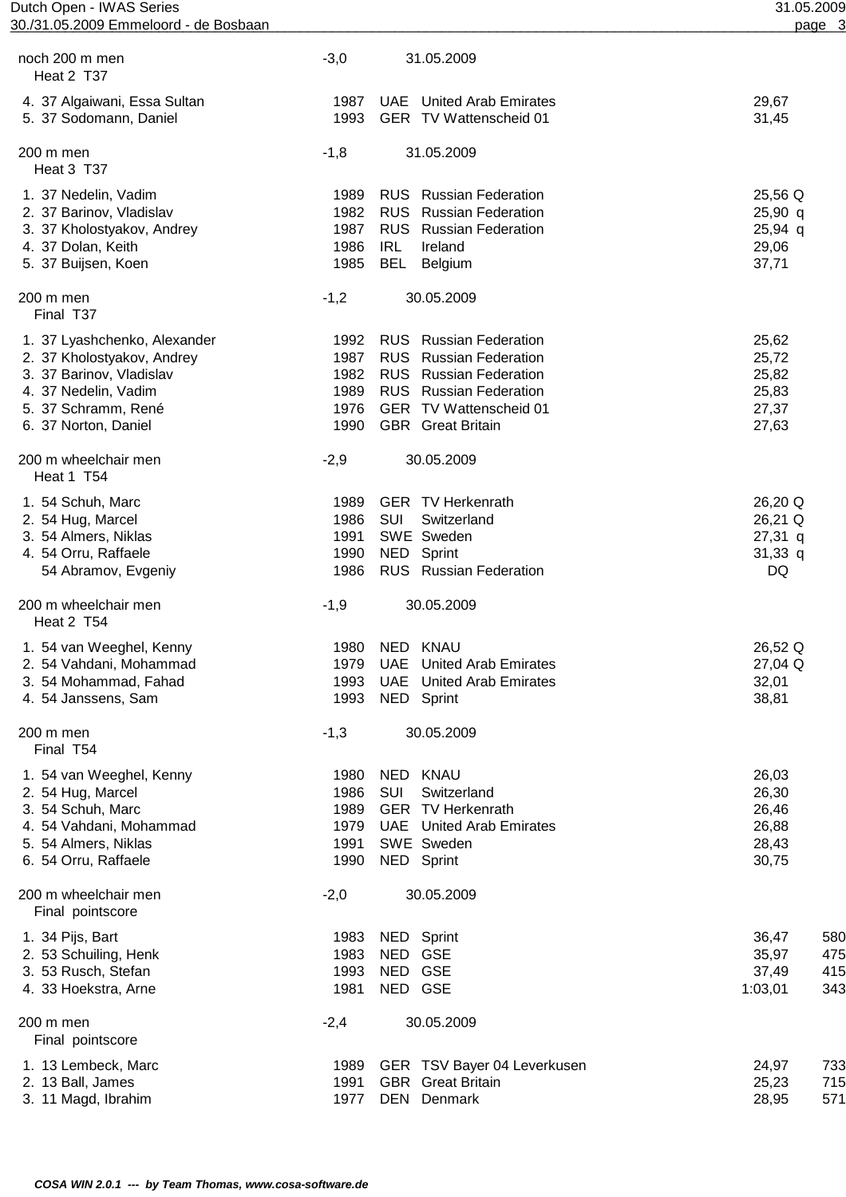## noch 200 m men — Heat 2 T37

Wind: -3,0 — 31.05.2009

| Rank | Class | Name | Year | Nat | Club | Result |
|---|---|---|---|---|---|---|
| 4. | 37 | Algaiwani, Essa Sultan | 1987 | UAE | United Arab Emirates | 29,67 |
| 5. | 37 | Sodomann, Daniel | 1993 | GER | TV Wattenscheid 01 | 31,45 |

## 200 m men — Heat 3 T37

Wind: -1,8 — 31.05.2009

| Rank | Class | Name | Year | Nat | Club | Result |
|---|---|---|---|---|---|---|
| 1. | 37 | Nedelin, Vadim | 1989 | RUS | Russian Federation | 25,56 Q |
| 2. | 37 | Barinov, Vladislav | 1982 | RUS | Russian Federation | 25,90 q |
| 3. | 37 | Kholostyakov, Andrey | 1987 | RUS | Russian Federation | 25,94 q |
| 4. | 37 | Dolan, Keith | 1986 | IRL | Ireland | 29,06 |
| 5. | 37 | Buijsen, Koen | 1985 | BEL | Belgium | 37,71 |

## 200 m men — Final T37

Wind: -1,2 — 30.05.2009

| Rank | Class | Name | Year | Nat | Club | Result |
|---|---|---|---|---|---|---|
| 1. | 37 | Lyashchenko, Alexander | 1992 | RUS | Russian Federation | 25,62 |
| 2. | 37 | Kholostyakov, Andrey | 1987 | RUS | Russian Federation | 25,72 |
| 3. | 37 | Barinov, Vladislav | 1982 | RUS | Russian Federation | 25,82 |
| 4. | 37 | Nedelin, Vadim | 1989 | RUS | Russian Federation | 25,83 |
| 5. | 37 | Schramm, René | 1976 | GER | TV Wattenscheid 01 | 27,37 |
| 6. | 37 | Norton, Daniel | 1990 | GBR | Great Britain | 27,63 |

## 200 m wheelchair men — Heat 1 T54

Wind: -2,9 — 30.05.2009

| Rank | Class | Name | Year | Nat | Club | Result |
|---|---|---|---|---|---|---|
| 1. | 54 | Schuh, Marc | 1989 | GER | TV Herkenrath | 26,20 Q |
| 2. | 54 | Hug, Marcel | 1986 | SUI | Switzerland | 26,21 Q |
| 3. | 54 | Almers, Niklas | 1991 | SWE | Sweden | 27,31 q |
| 4. | 54 | Orru, Raffaele | 1990 | NED | Sprint | 31,33 q |
| | 54 | Abramov, Evgeniy | 1986 | RUS | Russian Federation | DQ |

## 200 m wheelchair men — Heat 2 T54

Wind: -1,9 — 30.05.2009

| Rank | Class | Name | Year | Nat | Club | Result |
|---|---|---|---|---|---|---|
| 1. | 54 | van Weeghel, Kenny | 1980 | NED | KNAU | 26,52 Q |
| 2. | 54 | Vahdani, Mohammad | 1979 | UAE | United Arab Emirates | 27,04 Q |
| 3. | 54 | Mohammad, Fahad | 1993 | UAE | United Arab Emirates | 32,01 |
| 4. | 54 | Janssens, Sam | 1993 | NED | Sprint | 38,81 |

## 200 m men — Final T54

Wind: -1,3 — 30.05.2009

| Rank | Class | Name | Year | Nat | Club | Result |
|---|---|---|---|---|---|---|
| 1. | 54 | van Weeghel, Kenny | 1980 | NED | KNAU | 26,03 |
| 2. | 54 | Hug, Marcel | 1986 | SUI | Switzerland | 26,30 |
| 3. | 54 | Schuh, Marc | 1989 | GER | TV Herkenrath | 26,46 |
| 4. | 54 | Vahdani, Mohammad | 1979 | UAE | United Arab Emirates | 26,88 |
| 5. | 54 | Almers, Niklas | 1991 | SWE | Sweden | 28,43 |
| 6. | 54 | Orru, Raffaele | 1990 | NED | Sprint | 30,75 |

## 200 m wheelchair men — Final pointscore

Wind: -2,0 — 30.05.2009

| Rank | Class | Name | Year | Nat | Club | Result | Points |
|---|---|---|---|---|---|---|---|
| 1. | 34 | Pijs, Bart | 1983 | NED | Sprint | 36,47 | 580 |
| 2. | 53 | Schuiling, Henk | 1983 | NED | GSE | 35,97 | 475 |
| 3. | 53 | Rusch, Stefan | 1993 | NED | GSE | 37,49 | 415 |
| 4. | 33 | Hoekstra, Arne | 1981 | NED | GSE | 1:03,01 | 343 |

## 200 m men — Final pointscore

Wind: -2,4 — 30.05.2009

| Rank | Class | Name | Year | Nat | Club | Result | Points |
|---|---|---|---|---|---|---|---|
| 1. | 13 | Lembeck, Marc | 1989 | GER | TSV Bayer 04 Leverkusen | 24,97 | 733 |
| 2. | 13 | Ball, James | 1991 | GBR | Great Britain | 25,23 | 715 |
| 3. | 11 | Magd, Ibrahim | 1977 | DEN | Denmark | 28,95 | 571 |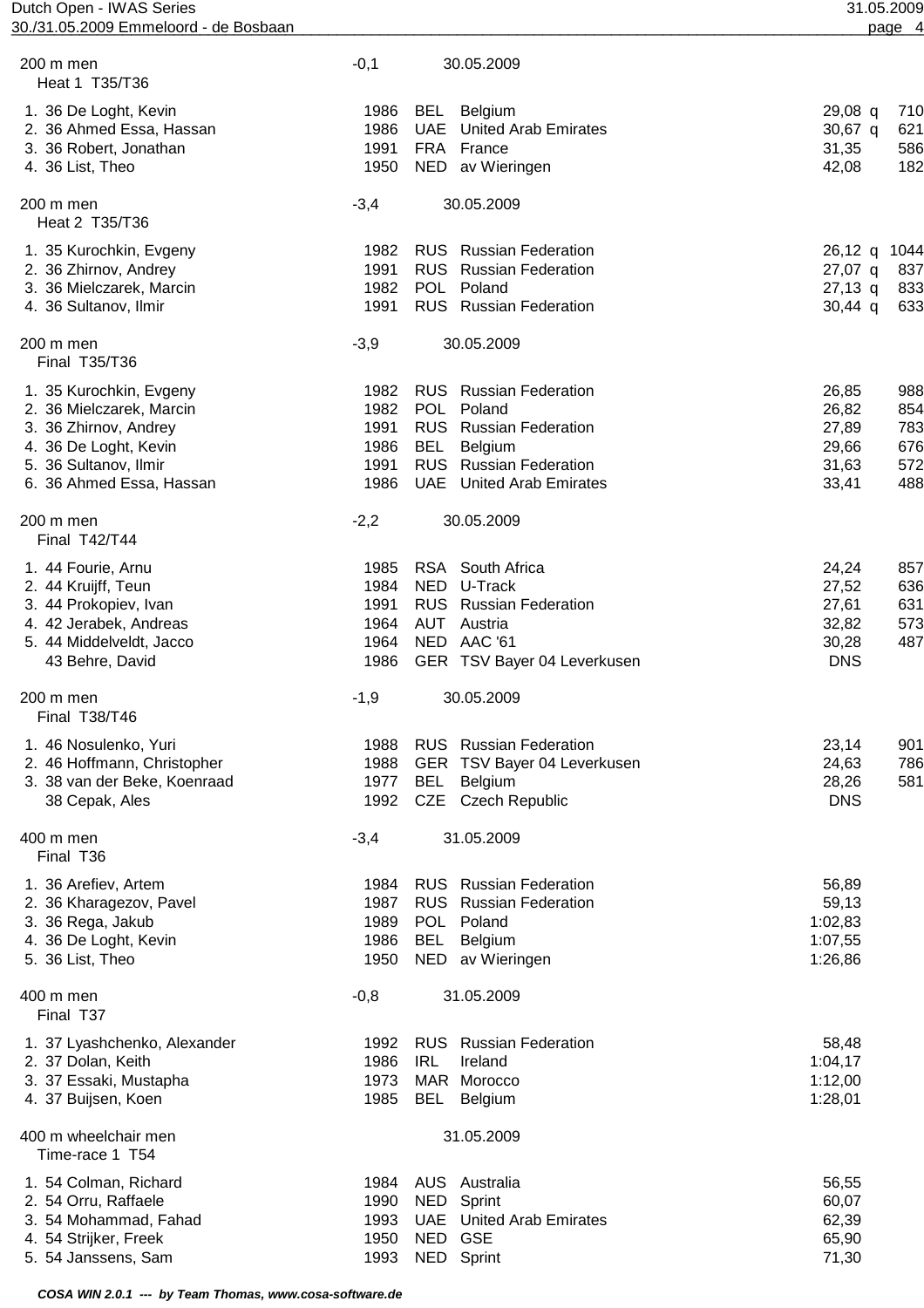## 200 m men — Heat 1 T35/T36

Wind: -0,1 — 30.05.2009

| Pl. | Class | Name | Year | Nat. | Club | Result | Q | Points |
|---|---|---|---|---|---|---|---|---|
| 1. | 36 | De Loght, Kevin | 1986 | BEL | Belgium | 29,08 | q | 710 |
| 2. | 36 | Ahmed Essa, Hassan | 1986 | UAE | United Arab Emirates | 30,67 | q | 621 |
| 3. | 36 | Robert, Jonathan | 1991 | FRA | France | 31,35 | | 586 |
| 4. | 36 | List, Theo | 1950 | NED | av Wieringen | 42,08 | | 182 |

## 200 m men — Heat 2 T35/T36

Wind: -3,4 — 30.05.2009

| Pl. | Class | Name | Year | Nat. | Club | Result | Q | Points |
|---|---|---|---|---|---|---|---|---|
| 1. | 35 | Kurochkin, Evgeny | 1982 | RUS | Russian Federation | 26,12 | q | 1044 |
| 2. | 36 | Zhirnov, Andrey | 1991 | RUS | Russian Federation | 27,07 | q | 837 |
| 3. | 36 | Mielczarek, Marcin | 1982 | POL | Poland | 27,13 | q | 833 |
| 4. | 36 | Sultanov, Ilmir | 1991 | RUS | Russian Federation | 30,44 | q | 633 |

## 200 m men — Final T35/T36

Wind: -3,9 — 30.05.2009

| Pl. | Class | Name | Year | Nat. | Club | Result | Points |
|---|---|---|---|---|---|---|---|
| 1. | 35 | Kurochkin, Evgeny | 1982 | RUS | Russian Federation | 26,85 | 988 |
| 2. | 36 | Mielczarek, Marcin | 1982 | POL | Poland | 26,82 | 854 |
| 3. | 36 | Zhirnov, Andrey | 1991 | RUS | Russian Federation | 27,89 | 783 |
| 4. | 36 | De Loght, Kevin | 1986 | BEL | Belgium | 29,66 | 676 |
| 5. | 36 | Sultanov, Ilmir | 1991 | RUS | Russian Federation | 31,63 | 572 |
| 6. | 36 | Ahmed Essa, Hassan | 1986 | UAE | United Arab Emirates | 33,41 | 488 |

## 200 m men — Final T42/T44

Wind: -2,2 — 30.05.2009

| Pl. | Class | Name | Year | Nat. | Club | Result | Points |
|---|---|---|---|---|---|---|---|
| 1. | 44 | Fourie, Arnu | 1985 | RSA | South Africa | 24,24 | 857 |
| 2. | 44 | Kruijff, Teun | 1984 | NED | U-Track | 27,52 | 636 |
| 3. | 44 | Prokopiev, Ivan | 1991 | RUS | Russian Federation | 27,61 | 631 |
| 4. | 42 | Jerabek, Andreas | 1964 | AUT | Austria | 32,82 | 573 |
| 5. | 44 | Middelveldt, Jacco | 1964 | NED | AAC '61 | 30,28 | 487 |
| | 43 | Behre, David | 1986 | GER | TSV Bayer 04 Leverkusen | DNS | |

## 200 m men — Final T38/T46

Wind: -1,9 — 30.05.2009

| Pl. | Class | Name | Year | Nat. | Club | Result | Points |
|---|---|---|---|---|---|---|---|
| 1. | 46 | Nosulenko, Yuri | 1988 | RUS | Russian Federation | 23,14 | 901 |
| 2. | 46 | Hoffmann, Christopher | 1988 | GER | TSV Bayer 04 Leverkusen | 24,63 | 786 |
| 3. | 38 | van der Beke, Koenraad | 1977 | BEL | Belgium | 28,26 | 581 |
| | 38 | Cepak, Ales | 1992 | CZE | Czech Republic | DNS | |

## 400 m men — Final T36

-3,4 — 31.05.2009

| Pl. | Class | Name | Year | Nat. | Club | Result |
|---|---|---|---|---|---|---|
| 1. | 36 | Arefiev, Artem | 1984 | RUS | Russian Federation | 56,89 |
| 2. | 36 | Kharagezov, Pavel | 1987 | RUS | Russian Federation | 59,13 |
| 3. | 36 | Rega, Jakub | 1989 | POL | Poland | 1:02,83 |
| 4. | 36 | De Loght, Kevin | 1986 | BEL | Belgium | 1:07,55 |
| 5. | 36 | List, Theo | 1950 | NED | av Wieringen | 1:26,86 |

## 400 m men — Final T37

-0,8 — 31.05.2009

| Pl. | Class | Name | Year | Nat. | Club | Result |
|---|---|---|---|---|---|---|
| 1. | 37 | Lyashchenko, Alexander | 1992 | RUS | Russian Federation | 58,48 |
| 2. | 37 | Dolan, Keith | 1986 | IRL | Ireland | 1:04,17 |
| 3. | 37 | Essaki, Mustapha | 1973 | MAR | Morocco | 1:12,00 |
| 4. | 37 | Buijsen, Koen | 1985 | BEL | Belgium | 1:28,01 |

## 400 m wheelchair men — Time-race 1 T54

31.05.2009

| Pl. | Class | Name | Year | Nat. | Club | Result |
|---|---|---|---|---|---|---|
| 1. | 54 | Colman, Richard | 1984 | AUS | Australia | 56,55 |
| 2. | 54 | Orru, Raffaele | 1990 | NED | Sprint | 60,07 |
| 3. | 54 | Mohammad, Fahad | 1993 | UAE | United Arab Emirates | 62,39 |
| 4. | 54 | Strijker, Freek | 1950 | NED | GSE | 65,90 |
| 5. | 54 | Janssens, Sam | 1993 | NED | Sprint | 71,30 |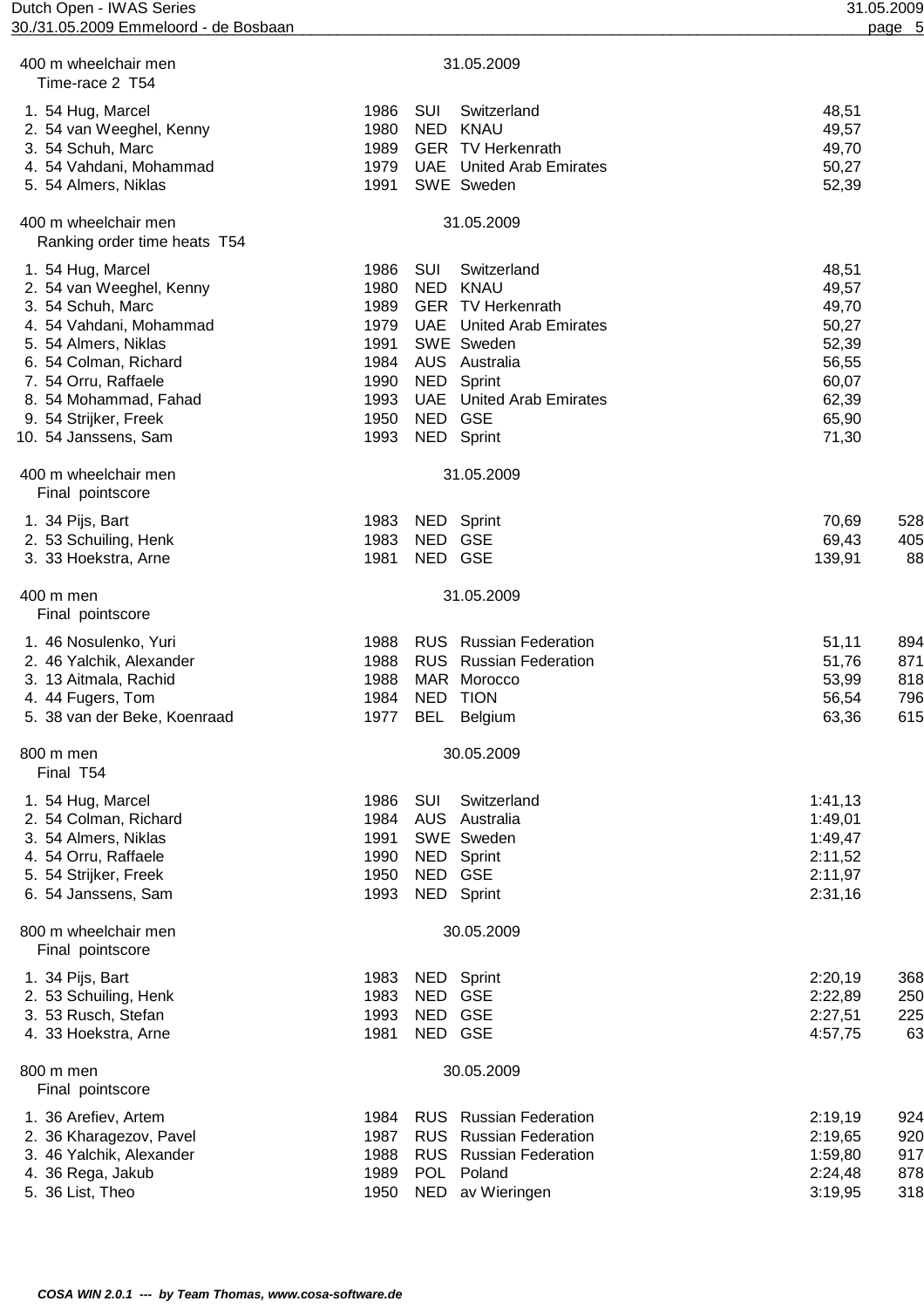## 400 m wheelchair men — 31.05.2009

Time-race 2 T54

| Rank | Class | Name | Year | Nat | Club | Result |
|---|---|---|---|---|---|---|
| 1. | 54 | Hug, Marcel | 1986 | SUI | Switzerland | 48,51 |
| 2. | 54 | van Weeghel, Kenny | 1980 | NED | KNAU | 49,57 |
| 3. | 54 | Schuh, Marc | 1989 | GER | TV Herkenrath | 49,70 |
| 4. | 54 | Vahdani, Mohammad | 1979 | UAE | United Arab Emirates | 50,27 |
| 5. | 54 | Almers, Niklas | 1991 | SWE | Sweden | 52,39 |

## 400 m wheelchair men — 31.05.2009

Ranking order time heats T54

| Rank | Class | Name | Year | Nat | Club | Result |
|---|---|---|---|---|---|---|
| 1. | 54 | Hug, Marcel | 1986 | SUI | Switzerland | 48,51 |
| 2. | 54 | van Weeghel, Kenny | 1980 | NED | KNAU | 49,57 |
| 3. | 54 | Schuh, Marc | 1989 | GER | TV Herkenrath | 49,70 |
| 4. | 54 | Vahdani, Mohammad | 1979 | UAE | United Arab Emirates | 50,27 |
| 5. | 54 | Almers, Niklas | 1991 | SWE | Sweden | 52,39 |
| 6. | 54 | Colman, Richard | 1984 | AUS | Australia | 56,55 |
| 7. | 54 | Orru, Raffaele | 1990 | NED | Sprint | 60,07 |
| 8. | 54 | Mohammad, Fahad | 1993 | UAE | United Arab Emirates | 62,39 |
| 9. | 54 | Strijker, Freek | 1950 | NED | GSE | 65,90 |
| 10. | 54 | Janssens, Sam | 1993 | NED | Sprint | 71,30 |

## 400 m wheelchair men — 31.05.2009

Final pointscore

| Rank | Class | Name | Year | Nat | Club | Result | Points |
|---|---|---|---|---|---|---|---|
| 1. | 34 | Pijs, Bart | 1983 | NED | Sprint | 70,69 | 528 |
| 2. | 53 | Schuiling, Henk | 1983 | NED | GSE | 69,43 | 405 |
| 3. | 33 | Hoekstra, Arne | 1981 | NED | GSE | 139,91 | 88 |

## 400 m men — 31.05.2009

Final pointscore

| Rank | Class | Name | Year | Nat | Club | Result | Points |
|---|---|---|---|---|---|---|---|
| 1. | 46 | Nosulenko, Yuri | 1988 | RUS | Russian Federation | 51,11 | 894 |
| 2. | 46 | Yalchik, Alexander | 1988 | RUS | Russian Federation | 51,76 | 871 |
| 3. | 13 | Aitmala, Rachid | 1988 | MAR | Morocco | 53,99 | 818 |
| 4. | 44 | Fugers, Tom | 1984 | NED | TION | 56,54 | 796 |
| 5. | 38 | van der Beke, Koenraad | 1977 | BEL | Belgium | 63,36 | 615 |

## 800 m men — 30.05.2009

Final T54

| Rank | Class | Name | Year | Nat | Club | Result |
|---|---|---|---|---|---|---|
| 1. | 54 | Hug, Marcel | 1986 | SUI | Switzerland | 1:41,13 |
| 2. | 54 | Colman, Richard | 1984 | AUS | Australia | 1:49,01 |
| 3. | 54 | Almers, Niklas | 1991 | SWE | Sweden | 1:49,47 |
| 4. | 54 | Orru, Raffaele | 1990 | NED | Sprint | 2:11,52 |
| 5. | 54 | Strijker, Freek | 1950 | NED | GSE | 2:11,97 |
| 6. | 54 | Janssens, Sam | 1993 | NED | Sprint | 2:31,16 |

## 800 m wheelchair men — 30.05.2009

Final pointscore

| Rank | Class | Name | Year | Nat | Club | Result | Points |
|---|---|---|---|---|---|---|---|
| 1. | 34 | Pijs, Bart | 1983 | NED | Sprint | 2:20,19 | 368 |
| 2. | 53 | Schuiling, Henk | 1983 | NED | GSE | 2:22,89 | 250 |
| 3. | 53 | Rusch, Stefan | 1993 | NED | GSE | 2:27,51 | 225 |
| 4. | 33 | Hoekstra, Arne | 1981 | NED | GSE | 4:57,75 | 63 |

## 800 m men — 30.05.2009

Final pointscore

| Rank | Class | Name | Year | Nat | Club | Result | Points |
|---|---|---|---|---|---|---|---|
| 1. | 36 | Arefiev, Artem | 1984 | RUS | Russian Federation | 2:19,19 | 924 |
| 2. | 36 | Kharagezov, Pavel | 1987 | RUS | Russian Federation | 2:19,65 | 920 |
| 3. | 46 | Yalchik, Alexander | 1988 | RUS | Russian Federation | 1:59,80 | 917 |
| 4. | 36 | Rega, Jakub | 1989 | POL | Poland | 2:24,48 | 878 |
| 5. | 36 | List, Theo | 1950 | NED | av Wieringen | 3:19,95 | 318 |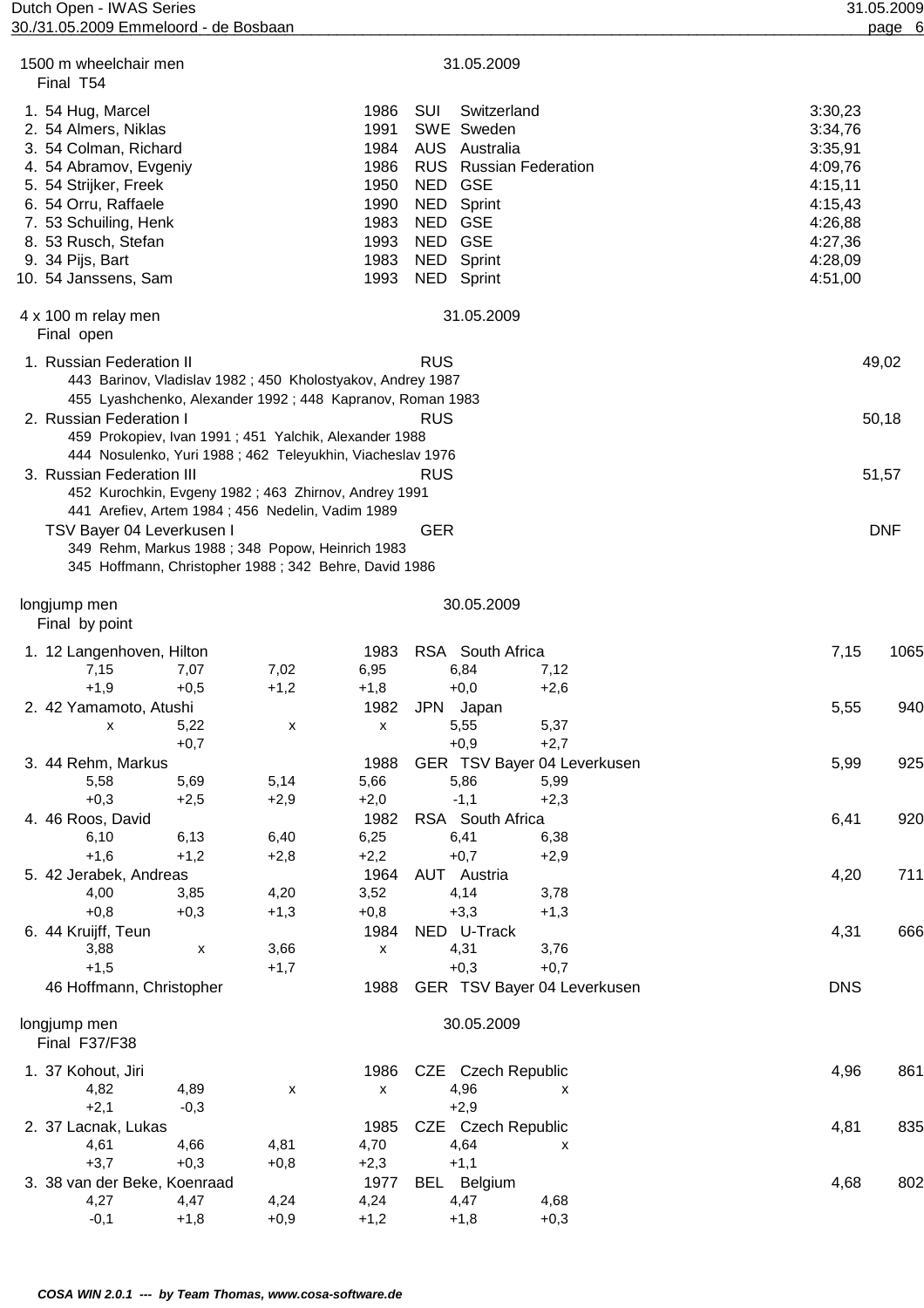## 1500 m wheelchair men — 31.05.2009

Final T54

| Rank | Class | Name | Year | Nat | Club | Result |
|---|---|---|---|---|---|---|
| 1. | 54 | Hug, Marcel | 1986 | SUI | Switzerland | 3:30,23 |
| 2. | 54 | Almers, Niklas | 1991 | SWE | Sweden | 3:34,76 |
| 3. | 54 | Colman, Richard | 1984 | AUS | Australia | 3:35,91 |
| 4. | 54 | Abramov, Evgeniy | 1986 | RUS | Russian Federation | 4:09,76 |
| 5. | 54 | Strijker, Freek | 1950 | NED | GSE | 4:15,11 |
| 6. | 54 | Orru, Raffaele | 1990 | NED | Sprint | 4:15,43 |
| 7. | 53 | Schuiling, Henk | 1983 | NED | GSE | 4:26,88 |
| 8. | 53 | Rusch, Stefan | 1993 | NED | GSE | 4:27,36 |
| 9. | 34 | Pijs, Bart | 1983 | NED | Sprint | 4:28,09 |
| 10. | 54 | Janssens, Sam | 1993 | NED | Sprint | 4:51,00 |

## 4 x 100 m relay men — 31.05.2009

Final open

| Rank | Team | Nat | Result |
|---|---|---|---|
| 1. | Russian Federation II | RUS | 49,02 |
| | 443 Barinov, Vladislav 1982 ; 450 Kholostyakov, Andrey 1987 ; 455 Lyashchenko, Alexander 1992 ; 448 Kapranov, Roman 1983 | | |
| 2. | Russian Federation I | RUS | 50,18 |
| | 459 Prokopiev, Ivan 1991 ; 451 Yalchik, Alexander 1988 ; 444 Nosulenko, Yuri 1988 ; 462 Teleyukhin, Viacheslav 1976 | | |
| 3. | Russian Federation III | RUS | 51,57 |
| | 452 Kurochkin, Evgeny 1982 ; 463 Zhirnov, Andrey 1991 ; 441 Arefiev, Artem 1984 ; 456 Nedelin, Vadim 1989 | | |
| | TSV Bayer 04 Leverkusen I | GER | DNF |
| | 349 Rehm, Markus 1988 ; 348 Popow, Heinrich 1983 ; 345 Hoffmann, Christopher 1988 ; 342 Behre, David 1986 | | |

## longjump men — 30.05.2009

Final by point

| Rank | Class | Name | Year | Nat | Club | Result | Points |
|---|---|---|---|---|---|---|---|
| 1. | 12 | Langenhoven, Hilton | 1983 | RSA | South Africa | 7,15 | 1065 |
| | | 7,15 (+1,9) / 7,07 (+0,5) / 7,02 (+1,2) / 6,95 (+1,8) / 6,84 (+0,0) / 7,12 (+2,6) | | | | | |
| 2. | 42 | Yamamoto, Atushi | 1982 | JPN | Japan | 5,55 | 940 |
| | | x / 5,22 (+0,7) / x / x / 5,55 (+0,9) / 5,37 (+2,7) | | | | | |
| 3. | 44 | Rehm, Markus | 1988 | GER | TSV Bayer 04 Leverkusen | 5,99 | 925 |
| | | 5,58 (+0,3) / 5,69 (+2,5) / 5,14 (+2,9) / 5,66 (+2,0) / 5,86 (-1,1) / 5,99 (+2,3) | | | | | |
| 4. | 46 | Roos, David | 1982 | RSA | South Africa | 6,41 | 920 |
| | | 6,10 (+1,6) / 6,13 (+1,2) / 6,40 (+2,8) / 6,25 (+2,2) / 6,41 (+0,7) / 6,38 (+2,9) | | | | | |
| 5. | 42 | Jerabek, Andreas | 1964 | AUT | Austria | 4,20 | 711 |
| | | 4,00 (+0,8) / 3,85 (+0,3) / 4,20 (+1,3) / 3,52 (+0,8) / 4,14 (+3,3) / 3,78 (+1,3) | | | | | |
| 6. | 44 | Kruijff, Teun | 1984 | NED | U-Track | 4,31 | 666 |
| | | 3,88 (+1,5) / x / 3,66 (+1,7) / x / 4,31 (+0,3) / 3,76 (+0,7) | | | | | |
| | 46 | Hoffmann, Christopher | 1988 | GER | TSV Bayer 04 Leverkusen | DNS | |

## longjump men — 30.05.2009

Final F37/F38

| Rank | Class | Name | Year | Nat | Club | Result | Points |
|---|---|---|---|---|---|---|---|
| 1. | 37 | Kohout, Jiri | 1986 | CZE | Czech Republic | 4,96 | 861 |
| | | 4,82 (+2,1) / 4,89 (-0,3) / x / x / 4,96 (+2,9) / x | | | | | |
| 2. | 37 | Lacnak, Lukas | 1985 | CZE | Czech Republic | 4,81 | 835 |
| | | 4,61 (+3,7) / 4,66 (+0,3) / 4,81 (+0,8) / 4,70 (+2,3) / 4,64 (+1,1) / x | | | | | |
| 3. | 38 | van der Beke, Koenraad | 1977 | BEL | Belgium | 4,68 | 802 |
| | | 4,27 (-0,1) / 4,47 (+1,8) / 4,24 (+0,9) / 4,24 (+1,2) / 4,47 (+1,8) / 4,68 (+0,3) | | | | | |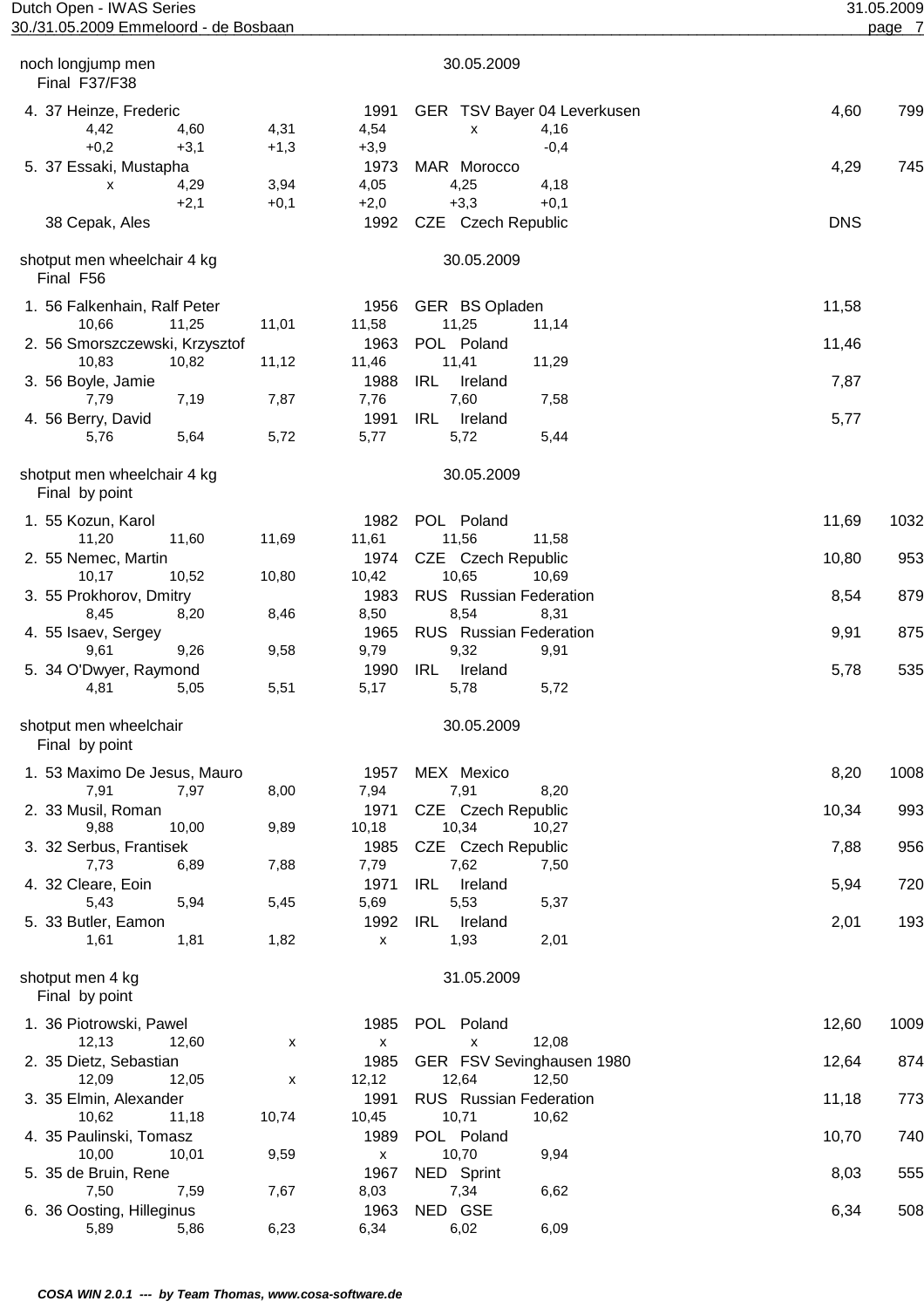## noch longjump men — 30.05.2009

Final F37/F38

| Place | Class | Name | Year | Nation | Club | Result | Points |
|---|---|---|---|---|---|---|---|
| 4. | 37 | Heinze, Frederic | 1991 | GER | TSV Bayer 04 Leverkusen | 4,60 | 799 |
| | | 4,42 / +0,2 — 4,60 / +3,1 — 4,31 / +1,3 — 4,54 / +3,9 — x — 4,16 / -0,4 | | | | | |
| 5. | 37 | Essaki, Mustapha | 1973 | MAR | Morocco | 4,29 | 745 |
| | | x — 4,29 / +2,1 — 3,94 / +0,1 — 4,05 / +2,0 — 4,25 / +3,3 — 4,18 / +0,1 | | | | | |
| | 38 | Cepak, Ales | 1992 | CZE | Czech Republic | DNS | |

## shotput men wheelchair 4 kg — 30.05.2009

Final F56

| Place | Class | Name | Year | Nation | Club | Result | Points |
|---|---|---|---|---|---|---|---|
| 1. | 56 | Falkenhain, Ralf Peter | 1956 | GER | BS Opladen | 11,58 | |
| | | 10,66 — 11,25 — 11,01 — 11,58 — 11,25 — 11,14 | | | | | |
| 2. | 56 | Smorszczewski, Krzysztof | 1963 | POL | Poland | 11,46 | |
| | | 10,83 — 10,82 — 11,12 — 11,46 — 11,41 — 11,29 | | | | | |
| 3. | 56 | Boyle, Jamie | 1988 | IRL | Ireland | 7,87 | |
| | | 7,79 — 7,19 — 7,87 — 7,76 — 7,60 — 7,58 | | | | | |
| 4. | 56 | Berry, David | 1991 | IRL | Ireland | 5,77 | |
| | | 5,76 — 5,64 — 5,72 — 5,77 — 5,72 — 5,44 | | | | | |

## shotput men wheelchair 4 kg — 30.05.2009

Final by point

| Place | Class | Name | Year | Nation | Club | Result | Points |
|---|---|---|---|---|---|---|---|
| 1. | 55 | Kozun, Karol | 1982 | POL | Poland | 11,69 | 1032 |
| | | 11,20 — 11,60 — 11,69 — 11,61 — 11,56 — 11,58 | | | | | |
| 2. | 55 | Nemec, Martin | 1974 | CZE | Czech Republic | 10,80 | 953 |
| | | 10,17 — 10,52 — 10,80 — 10,42 — 10,65 — 10,69 | | | | | |
| 3. | 55 | Prokhorov, Dmitry | 1983 | RUS | Russian Federation | 8,54 | 879 |
| | | 8,45 — 8,20 — 8,46 — 8,50 — 8,54 — 8,31 | | | | | |
| 4. | 55 | Isaev, Sergey | 1965 | RUS | Russian Federation | 9,91 | 875 |
| | | 9,61 — 9,26 — 9,58 — 9,79 — 9,32 — 9,91 | | | | | |
| 5. | 34 | O'Dwyer, Raymond | 1990 | IRL | Ireland | 5,78 | 535 |
| | | 4,81 — 5,05 — 5,51 — 5,17 — 5,78 — 5,72 | | | | | |

## shotput men wheelchair — 30.05.2009

Final by point

| Place | Class | Name | Year | Nation | Club | Result | Points |
|---|---|---|---|---|---|---|---|
| 1. | 53 | Maximo De Jesus, Mauro | 1957 | MEX | Mexico | 8,20 | 1008 |
| | | 7,91 — 7,97 — 8,00 — 7,94 — 7,91 — 8,20 | | | | | |
| 2. | 33 | Musil, Roman | 1971 | CZE | Czech Republic | 10,34 | 993 |
| | | 9,88 — 10,00 — 9,89 — 10,18 — 10,34 — 10,27 | | | | | |
| 3. | 32 | Serbus, Frantisek | 1985 | CZE | Czech Republic | 7,88 | 956 |
| | | 7,73 — 6,89 — 7,88 — 7,79 — 7,62 — 7,50 | | | | | |
| 4. | 32 | Cleare, Eoin | 1971 | IRL | Ireland | 5,94 | 720 |
| | | 5,43 — 5,94 — 5,45 — 5,69 — 5,53 — 5,37 | | | | | |
| 5. | 33 | Butler, Eamon | 1992 | IRL | Ireland | 2,01 | 193 |
| | | 1,61 — 1,81 — 1,82 — x — 1,93 — 2,01 | | | | | |

## shotput men 4 kg — 31.05.2009

Final by point

| Place | Class | Name | Year | Nation | Club | Result | Points |
|---|---|---|---|---|---|---|---|
| 1. | 36 | Piotrowski, Pawel | 1985 | POL | Poland | 12,60 | 1009 |
| | | 12,13 — 12,60 — x — x — x — 12,08 | | | | | |
| 2. | 35 | Dietz, Sebastian | 1985 | GER | FSV Sevinghausen 1980 | 12,64 | 874 |
| | | 12,09 — 12,05 — x — 12,12 — 12,64 — 12,50 | | | | | |
| 3. | 35 | Elmin, Alexander | 1991 | RUS | Russian Federation | 11,18 | 773 |
| | | 10,62 — 11,18 — 10,74 — 10,45 — 10,71 — 10,62 | | | | | |
| 4. | 35 | Paulinski, Tomasz | 1989 | POL | Poland | 10,70 | 740 |
| | | 10,00 — 10,01 — 9,59 — x — 10,70 — 9,94 | | | | | |
| 5. | 35 | de Bruin, Rene | 1967 | NED | Sprint | 8,03 | 555 |
| | | 7,50 — 7,59 — 7,67 — 8,03 — 7,34 — 6,62 | | | | | |
| 6. | 36 | Oosting, Hilleginus | 1963 | NED | GSE | 6,34 | 508 |
| | | 5,89 — 5,86 — 6,23 — 6,34 — 6,02 — 6,09 | | | | | |

*COSA WIN 2.0.1 --- by Team Thomas, www.cosa-software.de*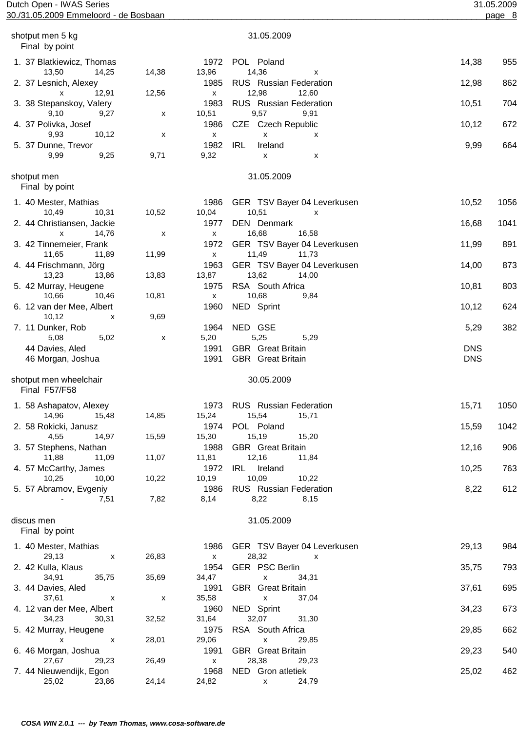## shotput men 5 kg

31.05.2009

Final by point

| Place | Class | Name | Year | Nation | Club | Result | Points |
|---|---|---|---|---|---|---|---|
| 1. | 37 | Blatkiewicz, Thomas | 1972 | POL | Poland | 14,38 | 955 |
| | | 13,50 / 14,25 / 14,38 / 13,96 / 14,36 / x | | | | | |
| 2. | 37 | Lesnich, Alexey | 1985 | RUS | Russian Federation | 12,98 | 862 |
| | | x / 12,91 / 12,56 / x / 12,98 / 12,60 | | | | | |
| 3. | 38 | Stepanskoy, Valery | 1983 | RUS | Russian Federation | 10,51 | 704 |
| | | 9,10 / 9,27 / x / 10,51 / 9,57 / 9,91 | | | | | |
| 4. | 37 | Polivka, Josef | 1986 | CZE | Czech Republic | 10,12 | 672 |
| | | 9,93 / 10,12 / x / x / x / x | | | | | |
| 5. | 37 | Dunne, Trevor | 1982 | IRL | Ireland | 9,99 | 664 |
| | | 9,99 / 9,25 / 9,71 / 9,32 / x / x | | | | | |

## shotput men

31.05.2009

Final by point

| Place | Class | Name | Year | Nation | Club | Result | Points |
|---|---|---|---|---|---|---|---|
| 1. | 40 | Mester, Mathias | 1986 | GER | TSV Bayer 04 Leverkusen | 10,52 | 1056 |
| | | 10,49 / 10,31 / 10,52 / 10,04 / 10,51 / x | | | | | |
| 2. | 44 | Christiansen, Jackie | 1977 | DEN | Denmark | 16,68 | 1041 |
| | | x / 14,76 / x / x / 16,68 / 16,58 | | | | | |
| 3. | 42 | Tinnemeier, Frank | 1972 | GER | TSV Bayer 04 Leverkusen | 11,99 | 891 |
| | | 11,65 / 11,89 / 11,99 / x / 11,49 / 11,73 | | | | | |
| 4. | 44 | Frischmann, Jörg | 1963 | GER | TSV Bayer 04 Leverkusen | 14,00 | 873 |
| | | 13,23 / 13,86 / 13,83 / 13,87 / 13,62 / 14,00 | | | | | |
| 5. | 42 | Murray, Heugene | 1975 | RSA | South Africa | 10,81 | 803 |
| | | 10,66 / 10,46 / 10,81 / x / 10,68 / 9,84 | | | | | |
| 6. | 12 | van der Mee, Albert | 1960 | NED | Sprint | 10,12 | 624 |
| | | 10,12 / x / 9,69 | | | | | |
| 7. | 11 | Dunker, Rob | 1964 | NED | GSE | 5,29 | 382 |
| | | 5,08 / 5,02 / x / 5,20 / 5,25 / 5,29 | | | | | |
| | 44 | Davies, Aled | 1991 | GBR | Great Britain | DNS | |
| | 46 | Morgan, Joshua | 1991 | GBR | Great Britain | DNS | |

## shotput men wheelchair

30.05.2009

Final F57/F58

| Place | Class | Name | Year | Nation | Club | Result | Points |
|---|---|---|---|---|---|---|---|
| 1. | 58 | Ashapatov, Alexey | 1973 | RUS | Russian Federation | 15,71 | 1050 |
| | | 14,96 / 15,48 / 14,85 / 15,24 / 15,54 / 15,71 | | | | | |
| 2. | 58 | Rokicki, Janusz | 1974 | POL | Poland | 15,59 | 1042 |
| | | 4,55 / 14,97 / 15,59 / 15,30 / 15,19 / 15,20 | | | | | |
| 3. | 57 | Stephens, Nathan | 1988 | GBR | Great Britain | 12,16 | 906 |
| | | 11,88 / 11,09 / 11,07 / 11,81 / 12,16 / 11,84 | | | | | |
| 4. | 57 | McCarthy, James | 1972 | IRL | Ireland | 10,25 | 763 |
| | | 10,25 / 10,00 / 10,22 / 10,19 / 10,09 / 10,22 | | | | | |
| 5. | 57 | Abramov, Evgeniy | 1986 | RUS | Russian Federation | 8,22 | 612 |
| | | - / 7,51 / 7,82 / 8,14 / 8,22 / 8,15 | | | | | |

## discus men

31.05.2009

Final by point

| Place | Class | Name | Year | Nation | Club | Result | Points |
|---|---|---|---|---|---|---|---|
| 1. | 40 | Mester, Mathias | 1986 | GER | TSV Bayer 04 Leverkusen | 29,13 | 984 |
| | | 29,13 / x / 26,83 / x / 28,32 / x | | | | | |
| 2. | 42 | Kulla, Klaus | 1954 | GER | PSC Berlin | 35,75 | 793 |
| | | 34,91 / 35,75 / 35,69 / 34,47 / x / 34,31 | | | | | |
| 3. | 44 | Davies, Aled | 1991 | GBR | Great Britain | 37,61 | 695 |
| | | 37,61 / x / x / 35,58 / x / 37,04 | | | | | |
| 4. | 12 | van der Mee, Albert | 1960 | NED | Sprint | 34,23 | 673 |
| | | 34,23 / 30,31 / 32,52 / 31,64 / 32,07 / 31,30 | | | | | |
| 5. | 42 | Murray, Heugene | 1975 | RSA | South Africa | 29,85 | 662 |
| | | x / x / 28,01 / 29,06 / x / 29,85 | | | | | |
| 6. | 46 | Morgan, Joshua | 1991 | GBR | Great Britain | 29,23 | 540 |
| | | 27,67 / 29,23 / 26,49 / x / 28,38 / 29,23 | | | | | |
| 7. | 44 | Nieuwendijk, Egon | 1968 | NED | Gron atletiek | 25,02 | 462 |
| | | 25,02 / 23,86 / 24,14 / 24,82 / x / 24,79 | | | | | |

*COSA WIN 2.0.1 --- by Team Thomas, www.cosa-software.de*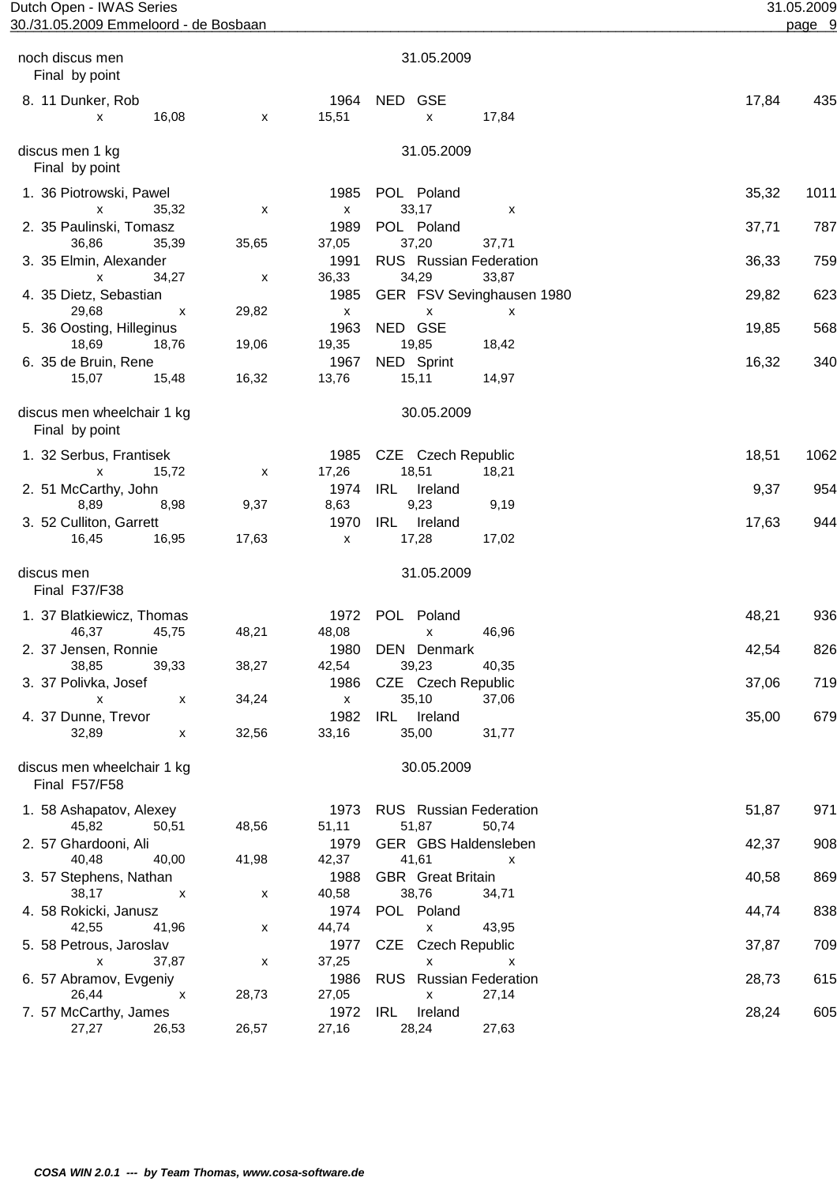noch discus men — 31.05.2009
Final by point

| Pl. | Class | Name | Year | Nat | Club | Result | Points |
|---|---|---|---|---|---|---|---|
| 8. | 11 | Dunker, Rob | 1964 | NED | GSE | 17,84 | 435 |
| | | x / 16,08 / x / 15,51 / x / 17,84 | | | | | |

discus men 1 kg — 31.05.2009
Final by point

| Pl. | Class | Name | Year | Nat | Club | Result | Points |
|---|---|---|---|---|---|---|---|
| 1. | 36 | Piotrowski, Pawel | 1985 | POL | Poland | 35,32 | 1011 |
| | | x / 35,32 / x / x / 33,17 / x | | | | | |
| 2. | 35 | Paulinski, Tomasz | 1989 | POL | Poland | 37,71 | 787 |
| | | 36,86 / 35,39 / 35,65 / 37,05 / 37,20 / 37,71 | | | | | |
| 3. | 35 | Elmin, Alexander | 1991 | RUS | Russian Federation | 36,33 | 759 |
| | | x / 34,27 / x / 36,33 / 34,29 / 33,87 | | | | | |
| 4. | 35 | Dietz, Sebastian | 1985 | GER | FSV Sevinghausen 1980 | 29,82 | 623 |
| | | 29,68 / x / 29,82 / x / x / x | | | | | |
| 5. | 36 | Oosting, Hilleginus | 1963 | NED | GSE | 19,85 | 568 |
| | | 18,69 / 18,76 / 19,06 / 19,35 / 19,85 / 18,42 | | | | | |
| 6. | 35 | de Bruin, Rene | 1967 | NED | Sprint | 16,32 | 340 |
| | | 15,07 / 15,48 / 16,32 / 13,76 / 15,11 / 14,97 | | | | | |

discus men wheelchair 1 kg — 30.05.2009
Final by point

| Pl. | Class | Name | Year | Nat | Club | Result | Points |
|---|---|---|---|---|---|---|---|
| 1. | 32 | Serbus, Frantisek | 1985 | CZE | Czech Republic | 18,51 | 1062 |
| | | x / 15,72 / x / 17,26 / 18,51 / 18,21 | | | | | |
| 2. | 51 | McCarthy, John | 1974 | IRL | Ireland | 9,37 | 954 |
| | | 8,89 / 8,98 / 9,37 / 8,63 / 9,23 / 9,19 | | | | | |
| 3. | 52 | Culliton, Garrett | 1970 | IRL | Ireland | 17,63 | 944 |
| | | 16,45 / 16,95 / 17,63 / x / 17,28 / 17,02 | | | | | |

discus men — 31.05.2009
Final F37/F38

| Pl. | Class | Name | Year | Nat | Club | Result | Points |
|---|---|---|---|---|---|---|---|
| 1. | 37 | Blatkiewicz, Thomas | 1972 | POL | Poland | 48,21 | 936 |
| | | 46,37 / 45,75 / 48,21 / 48,08 / x / 46,96 | | | | | |
| 2. | 37 | Jensen, Ronnie | 1980 | DEN | Denmark | 42,54 | 826 |
| | | 38,85 / 39,33 / 38,27 / 42,54 / 39,23 / 40,35 | | | | | |
| 3. | 37 | Polivka, Josef | 1986 | CZE | Czech Republic | 37,06 | 719 |
| | | x / x / 34,24 / x / 35,10 / 37,06 | | | | | |
| 4. | 37 | Dunne, Trevor | 1982 | IRL | Ireland | 35,00 | 679 |
| | | 32,89 / x / 32,56 / 33,16 / 35,00 / 31,77 | | | | | |

discus men wheelchair 1 kg — 30.05.2009
Final F57/F58

| Pl. | Class | Name | Year | Nat | Club | Result | Points |
|---|---|---|---|---|---|---|---|
| 1. | 58 | Ashapatov, Alexey | 1973 | RUS | Russian Federation | 51,87 | 971 |
| | | 45,82 / 50,51 / 48,56 / 51,11 / 51,87 / 50,74 | | | | | |
| 2. | 57 | Ghardooni, Ali | 1979 | GER | GBS Haldensleben | 42,37 | 908 |
| | | 40,48 / 40,00 / 41,98 / 42,37 / 41,61 / x | | | | | |
| 3. | 57 | Stephens, Nathan | 1988 | GBR | Great Britain | 40,58 | 869 |
| | | 38,17 / x / x / 40,58 / 38,76 / 34,71 | | | | | |
| 4. | 58 | Rokicki, Janusz | 1974 | POL | Poland | 44,74 | 838 |
| | | 42,55 / 41,96 / x / 44,74 / x / 43,95 | | | | | |
| 5. | 58 | Petrous, Jaroslav | 1977 | CZE | Czech Republic | 37,87 | 709 |
| | | x / 37,87 / x / 37,25 / x / x | | | | | |
| 6. | 57 | Abramov, Evgeniy | 1986 | RUS | Russian Federation | 28,73 | 615 |
| | | 26,44 / x / 28,73 / 27,05 / x / 27,14 | | | | | |
| 7. | 57 | McCarthy, James | 1972 | IRL | Ireland | 28,24 | 605 |
| | | 27,27 / 26,53 / 26,57 / 27,16 / 28,24 / 27,63 | | | | | |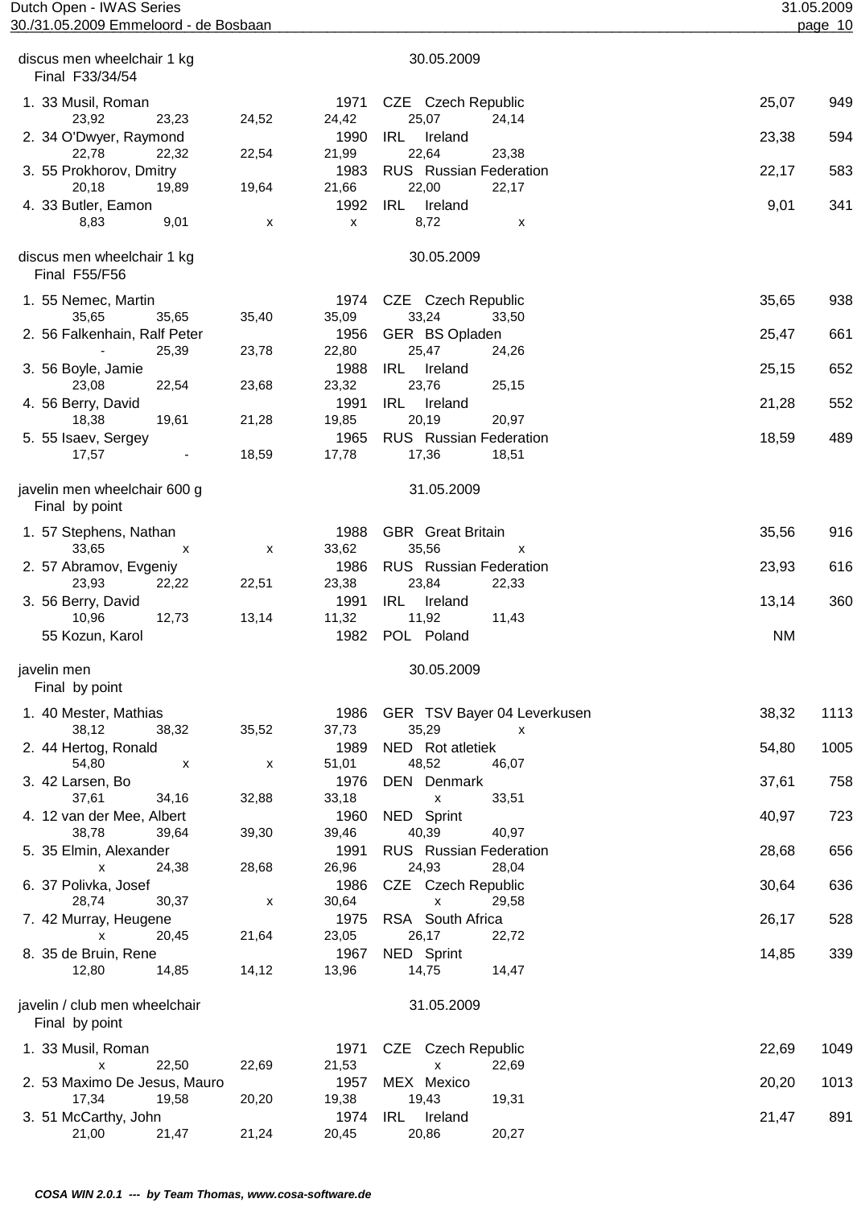## discus men wheelchair 1 kg — 30.05.2009

Final F33/34/54

| Rank | Class | Name | Year | Nation | Club | Result | Points |
|---|---|---|---|---|---|---|---|
| 1. | 33 | Musil, Roman | 1971 | CZE | Czech Republic | 25,07 | 949 |
| | | 23,92 / 23,23 / 24,52 / 24,42 / 25,07 / 24,14 | | | | | |
| 2. | 34 | O'Dwyer, Raymond | 1990 | IRL | Ireland | 23,38 | 594 |
| | | 22,78 / 22,32 / 22,54 / 21,99 / 22,64 / 23,38 | | | | | |
| 3. | 55 | Prokhorov, Dmitry | 1983 | RUS | Russian Federation | 22,17 | 583 |
| | | 20,18 / 19,89 / 19,64 / 21,66 / 22,00 / 22,17 | | | | | |
| 4. | 33 | Butler, Eamon | 1992 | IRL | Ireland | 9,01 | 341 |
| | | 8,83 / 9,01 / x / x / 8,72 / x | | | | | |

## discus men wheelchair 1 kg — 30.05.2009

Final F55/F56

| Rank | Class | Name | Year | Nation | Club | Result | Points |
|---|---|---|---|---|---|---|---|
| 1. | 55 | Nemec, Martin | 1974 | CZE | Czech Republic | 35,65 | 938 |
| | | 35,65 / 35,65 / 35,40 / 35,09 / 33,24 / 33,50 | | | | | |
| 2. | 56 | Falkenhain, Ralf Peter | 1956 | GER | BS Opladen | 25,47 | 661 |
| | | - / 25,39 / 23,78 / 22,80 / 25,47 / 24,26 | | | | | |
| 3. | 56 | Boyle, Jamie | 1988 | IRL | Ireland | 25,15 | 652 |
| | | 23,08 / 22,54 / 23,68 / 23,32 / 23,76 / 25,15 | | | | | |
| 4. | 56 | Berry, David | 1991 | IRL | Ireland | 21,28 | 552 |
| | | 18,38 / 19,61 / 21,28 / 19,85 / 20,19 / 20,97 | | | | | |
| 5. | 55 | Isaev, Sergey | 1965 | RUS | Russian Federation | 18,59 | 489 |
| | | 17,57 / - / 18,59 / 17,78 / 17,36 / 18,51 | | | | | |

## javelin men wheelchair 600 g — 31.05.2009

Final by point

| Rank | Class | Name | Year | Nation | Club | Result | Points |
|---|---|---|---|---|---|---|---|
| 1. | 57 | Stephens, Nathan | 1988 | GBR | Great Britain | 35,56 | 916 |
| | | 33,65 / x / x / 33,62 / 35,56 / x | | | | | |
| 2. | 57 | Abramov, Evgeniy | 1986 | RUS | Russian Federation | 23,93 | 616 |
| | | 23,93 / 22,22 / 22,51 / 23,38 / 23,84 / 22,33 | | | | | |
| 3. | 56 | Berry, David | 1991 | IRL | Ireland | 13,14 | 360 |
| | | 10,96 / 12,73 / 13,14 / 11,32 / 11,92 / 11,43 | | | | | |
| | 55 | Kozun, Karol | 1982 | POL | Poland | NM | |

## javelin men — 30.05.2009

Final by point

| Rank | Class | Name | Year | Nation | Club | Result | Points |
|---|---|---|---|---|---|---|---|
| 1. | 40 | Mester, Mathias | 1986 | GER | TSV Bayer 04 Leverkusen | 38,32 | 1113 |
| | | 38,12 / 38,32 / 35,52 / 37,73 / 35,29 / x | | | | | |
| 2. | 44 | Hertog, Ronald | 1989 | NED | Rot atletiek | 54,80 | 1005 |
| | | 54,80 / x / x / 51,01 / 48,52 / 46,07 | | | | | |
| 3. | 42 | Larsen, Bo | 1976 | DEN | Denmark | 37,61 | 758 |
| | | 37,61 / 34,16 / 32,88 / 33,18 / x / 33,51 | | | | | |
| 4. | 12 | van der Mee, Albert | 1960 | NED | Sprint | 40,97 | 723 |
| | | 38,78 / 39,64 / 39,30 / 39,46 / 40,39 / 40,97 | | | | | |
| 5. | 35 | Elmin, Alexander | 1991 | RUS | Russian Federation | 28,68 | 656 |
| | | x / 24,38 / 28,68 / 26,96 / 24,93 / 28,04 | | | | | |
| 6. | 37 | Polivka, Josef | 1986 | CZE | Czech Republic | 30,64 | 636 |
| | | 28,74 / 30,37 / x / 30,64 / x / 29,58 | | | | | |
| 7. | 42 | Murray, Heugene | 1975 | RSA | South Africa | 26,17 | 528 |
| | | x / 20,45 / 21,64 / 23,05 / 26,17 / 22,72 | | | | | |
| 8. | 35 | de Bruin, Rene | 1967 | NED | Sprint | 14,85 | 339 |
| | | 12,80 / 14,85 / 14,12 / 13,96 / 14,75 / 14,47 | | | | | |

## javelin / club men wheelchair — 31.05.2009

Final by point

| Rank | Class | Name | Year | Nation | Club | Result | Points |
|---|---|---|---|---|---|---|---|
| 1. | 33 | Musil, Roman | 1971 | CZE | Czech Republic | 22,69 | 1049 |
| | | x / 22,50 / 22,69 / 21,53 / x / 22,69 | | | | | |
| 2. | 53 | Maximo De Jesus, Mauro | 1957 | MEX | Mexico | 20,20 | 1013 |
| | | 17,34 / 19,58 / 20,20 / 19,38 / 19,43 / 19,31 | | | | | |
| 3. | 51 | McCarthy, John | 1974 | IRL | Ireland | 21,47 | 891 |
| | | 21,00 / 21,47 / 21,24 / 20,45 / 20,86 / 20,27 | | | | | |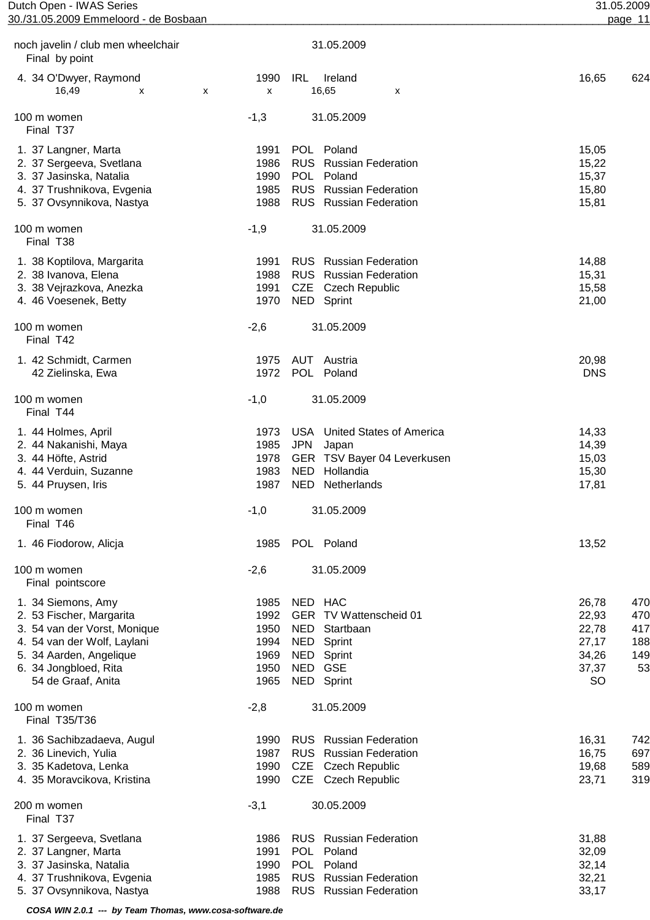noch javelin / club men wheelchair — 31.05.2009
Final by point

| Rank | Class | Name | Year | Nat | Club | Result | Points |
|---|---|---|---|---|---|---|---|
| 4. | 34 | O'Dwyer, Raymond | 1990 | IRL | Ireland | 16,65 | 624 |

16,49 x x x 16,65 x

## 100 m women — -1,3 — 31.05.2009
Final T37

| Rank | Class | Name | Year | Nat | Club | Result |
|---|---|---|---|---|---|---|
| 1. | 37 | Langner, Marta | 1991 | POL | Poland | 15,05 |
| 2. | 37 | Sergeeva, Svetlana | 1986 | RUS | Russian Federation | 15,22 |
| 3. | 37 | Jasinska, Natalia | 1990 | POL | Poland | 15,37 |
| 4. | 37 | Trushnikova, Evgenia | 1985 | RUS | Russian Federation | 15,80 |
| 5. | 37 | Ovsynnikova, Nastya | 1988 | RUS | Russian Federation | 15,81 |

## 100 m women — -1,9 — 31.05.2009
Final T38

| Rank | Class | Name | Year | Nat | Club | Result |
|---|---|---|---|---|---|---|
| 1. | 38 | Koptilova, Margarita | 1991 | RUS | Russian Federation | 14,88 |
| 2. | 38 | Ivanova, Elena | 1988 | RUS | Russian Federation | 15,31 |
| 3. | 38 | Vejrazkova, Anezka | 1991 | CZE | Czech Republic | 15,58 |
| 4. | 46 | Voesenek, Betty | 1970 | NED | Sprint | 21,00 |

## 100 m women — -2,6 — 31.05.2009
Final T42

| Rank | Class | Name | Year | Nat | Club | Result |
|---|---|---|---|---|---|---|
| 1. | 42 | Schmidt, Carmen | 1975 | AUT | Austria | 20,98 |
| | 42 | Zielinska, Ewa | 1972 | POL | Poland | DNS |

## 100 m women — -1,0 — 31.05.2009
Final T44

| Rank | Class | Name | Year | Nat | Club | Result |
|---|---|---|---|---|---|---|
| 1. | 44 | Holmes, April | 1973 | USA | United States of America | 14,33 |
| 2. | 44 | Nakanishi, Maya | 1985 | JPN | Japan | 14,39 |
| 3. | 44 | Höfte, Astrid | 1978 | GER | TSV Bayer 04 Leverkusen | 15,03 |
| 4. | 44 | Verduin, Suzanne | 1983 | NED | Hollandia | 15,30 |
| 5. | 44 | Pruysen, Iris | 1987 | NED | Netherlands | 17,81 |

## 100 m women — -1,0 — 31.05.2009
Final T46

| Rank | Class | Name | Year | Nat | Club | Result |
|---|---|---|---|---|---|---|
| 1. | 46 | Fiodorow, Alicja | 1985 | POL | Poland | 13,52 |

## 100 m women — -2,6 — 31.05.2009
Final pointscore

| Rank | Class | Name | Year | Nat | Club | Result | Points |
|---|---|---|---|---|---|---|---|
| 1. | 34 | Siemons, Amy | 1985 | NED | HAC | 26,78 | 470 |
| 2. | 53 | Fischer, Margarita | 1992 | GER | TV Wattenscheid 01 | 22,93 | 470 |
| 3. | 54 | van der Vorst, Monique | 1950 | NED | Startbaan | 22,78 | 417 |
| 4. | 54 | van der Wolf, Laylani | 1994 | NED | Sprint | 27,17 | 188 |
| 5. | 34 | Aarden, Angelique | 1969 | NED | Sprint | 34,26 | 149 |
| 6. | 34 | Jongbloed, Rita | 1950 | NED | GSE | 37,37 | 53 |
| | 54 | de Graaf, Anita | 1965 | NED | Sprint | SO | |

## 100 m women — -2,8 — 31.05.2009
Final T35/T36

| Rank | Class | Name | Year | Nat | Club | Result | Points |
|---|---|---|---|---|---|---|---|
| 1. | 36 | Sachibzadaeva, Augul | 1990 | RUS | Russian Federation | 16,31 | 742 |
| 2. | 36 | Linevich, Yulia | 1987 | RUS | Russian Federation | 16,75 | 697 |
| 3. | 35 | Kadetova, Lenka | 1990 | CZE | Czech Republic | 19,68 | 589 |
| 4. | 35 | Moravcikova, Kristina | 1990 | CZE | Czech Republic | 23,71 | 319 |

## 200 m women — -3,1 — 30.05.2009
Final T37

| Rank | Class | Name | Year | Nat | Club | Result |
|---|---|---|---|---|---|---|
| 1. | 37 | Sergeeva, Svetlana | 1986 | RUS | Russian Federation | 31,88 |
| 2. | 37 | Langner, Marta | 1991 | POL | Poland | 32,09 |
| 3. | 37 | Jasinska, Natalia | 1990 | POL | Poland | 32,14 |
| 4. | 37 | Trushnikova, Evgenia | 1985 | RUS | Russian Federation | 32,21 |
| 5. | 37 | Ovsynnikova, Nastya | 1988 | RUS | Russian Federation | 33,17 |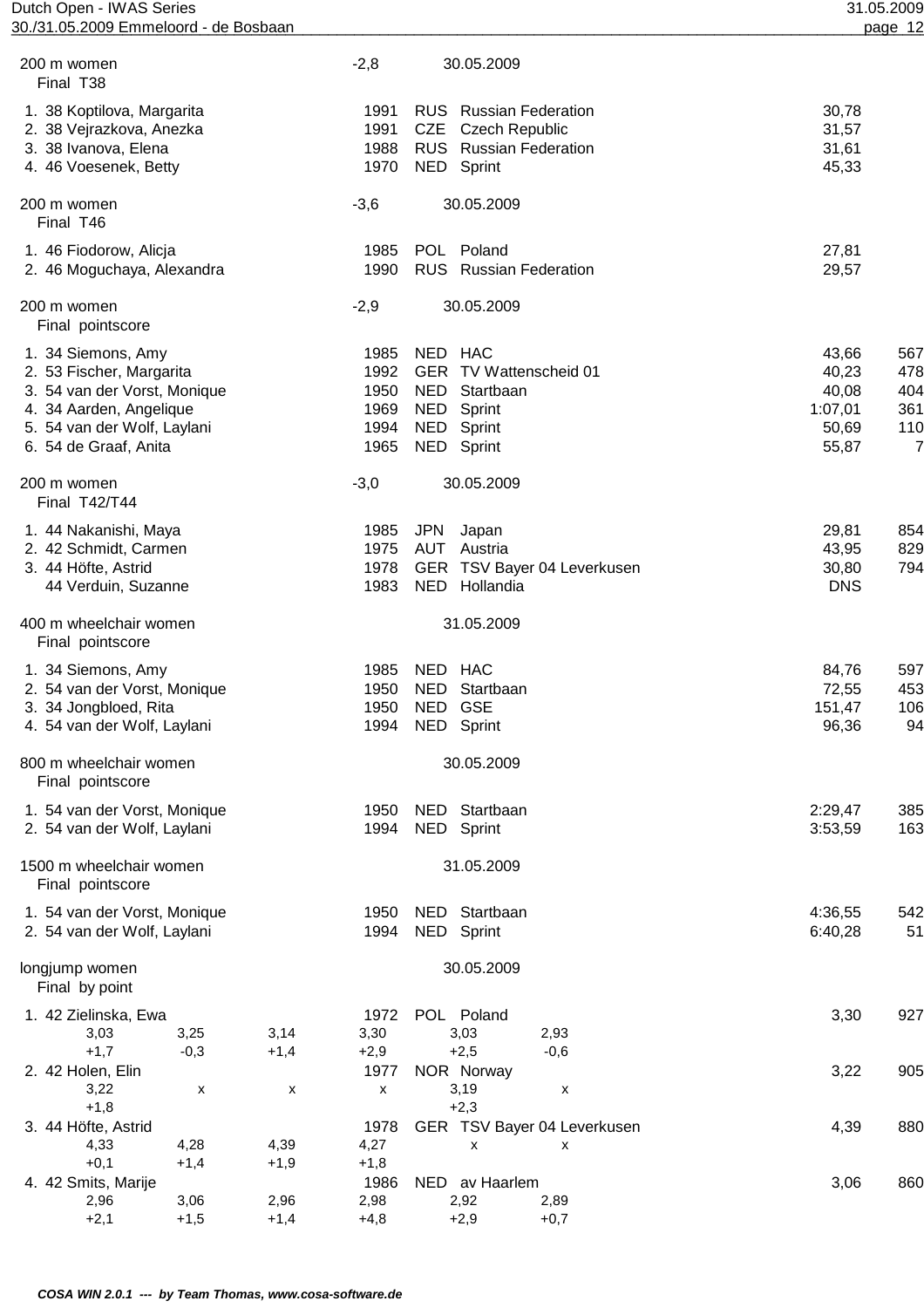## 200 m women — Final T38

-2,8 — 30.05.2009

| Rank | Class | Name | Year | Nat | Club | Result |
|---|---|---|---|---|---|---|
| 1. | 38 | Koptilova, Margarita | 1991 | RUS | Russian Federation | 30,78 |
| 2. | 38 | Vejrazkova, Anezka | 1991 | CZE | Czech Republic | 31,57 |
| 3. | 38 | Ivanova, Elena | 1988 | RUS | Russian Federation | 31,61 |
| 4. | 46 | Voesenek, Betty | 1970 | NED | Sprint | 45,33 |

## 200 m women — Final T46

-3,6 — 30.05.2009

| Rank | Class | Name | Year | Nat | Club | Result |
|---|---|---|---|---|---|---|
| 1. | 46 | Fiodorow, Alicja | 1985 | POL | Poland | 27,81 |
| 2. | 46 | Moguchaya, Alexandra | 1990 | RUS | Russian Federation | 29,57 |

## 200 m women — Final pointscore

-2,9 — 30.05.2009

| Rank | Class | Name | Year | Nat | Club | Result | Points |
|---|---|---|---|---|---|---|---|
| 1. | 34 | Siemons, Amy | 1985 | NED | HAC | 43,66 | 567 |
| 2. | 53 | Fischer, Margarita | 1992 | GER | TV Wattenscheid 01 | 40,23 | 478 |
| 3. | 54 | van der Vorst, Monique | 1950 | NED | Startbaan | 40,08 | 404 |
| 4. | 34 | Aarden, Angelique | 1969 | NED | Sprint | 1:07,01 | 361 |
| 5. | 54 | van der Wolf, Laylani | 1994 | NED | Sprint | 50,69 | 110 |
| 6. | 54 | de Graaf, Anita | 1965 | NED | Sprint | 55,87 | 7 |

## 200 m women — Final T42/T44

-3,0 — 30.05.2009

| Rank | Class | Name | Year | Nat | Club | Result | Points |
|---|---|---|---|---|---|---|---|
| 1. | 44 | Nakanishi, Maya | 1985 | JPN | Japan | 29,81 | 854 |
| 2. | 42 | Schmidt, Carmen | 1975 | AUT | Austria | 43,95 | 829 |
| 3. | 44 | Höfte, Astrid | 1978 | GER | TSV Bayer 04 Leverkusen | 30,80 | 794 |
| | 44 | Verduin, Suzanne | 1983 | NED | Hollandia | DNS | |

## 400 m wheelchair women — Final pointscore

31.05.2009

| Rank | Class | Name | Year | Nat | Club | Result | Points |
|---|---|---|---|---|---|---|---|
| 1. | 34 | Siemons, Amy | 1985 | NED | HAC | 84,76 | 597 |
| 2. | 54 | van der Vorst, Monique | 1950 | NED | Startbaan | 72,55 | 453 |
| 3. | 34 | Jongbloed, Rita | 1950 | NED | GSE | 151,47 | 106 |
| 4. | 54 | van der Wolf, Laylani | 1994 | NED | Sprint | 96,36 | 94 |

## 800 m wheelchair women — Final pointscore

30.05.2009

| Rank | Class | Name | Year | Nat | Club | Result | Points |
|---|---|---|---|---|---|---|---|
| 1. | 54 | van der Vorst, Monique | 1950 | NED | Startbaan | 2:29,47 | 385 |
| 2. | 54 | van der Wolf, Laylani | 1994 | NED | Sprint | 3:53,59 | 163 |

## 1500 m wheelchair women — Final pointscore

31.05.2009

| Rank | Class | Name | Year | Nat | Club | Result | Points |
|---|---|---|---|---|---|---|---|
| 1. | 54 | van der Vorst, Monique | 1950 | NED | Startbaan | 4:36,55 | 542 |
| 2. | 54 | van der Wolf, Laylani | 1994 | NED | Sprint | 6:40,28 | 51 |

## longjump women — Final by point

30.05.2009

| Rank | Class | Name | Year | Nat | Club | Result | Points |
|---|---|---|---|---|---|---|---|
| 1. | 42 | Zielinska, Ewa | 1972 | POL | Poland | 3,30 | 927 |
| 2. | 42 | Holen, Elin | 1977 | NOR | Norway | 3,22 | 905 |
| 3. | 44 | Höfte, Astrid | 1978 | GER | TSV Bayer 04 Leverkusen | 4,39 | 880 |
| 4. | 42 | Smits, Marije | 1986 | NED | av Haarlem | 3,06 | 860 |

Attempts:

| Name | 1 | 2 | 3 | 4 | 5 | 6 |
|---|---|---|---|---|---|---|
| Zielinska, Ewa | 3,03 (+1,7) | 3,25 (-0,3) | 3,14 (+1,4) | 3,30 (+2,9) | 3,03 (+2,5) | 2,93 (-0,6) |
| Holen, Elin | 3,22 (+1,8) | x | x | x | 3,19 (+2,3) | x |
| Höfte, Astrid | 4,33 (+0,1) | 4,28 (+1,4) | 4,39 (+1,9) | 4,27 (+1,8) | x | x |
| Smits, Marije | 2,96 (+2,1) | 3,06 (+1,5) | 2,96 (+1,4) | 2,98 (+4,8) | 2,92 (+2,9) | 2,89 (+0,7) |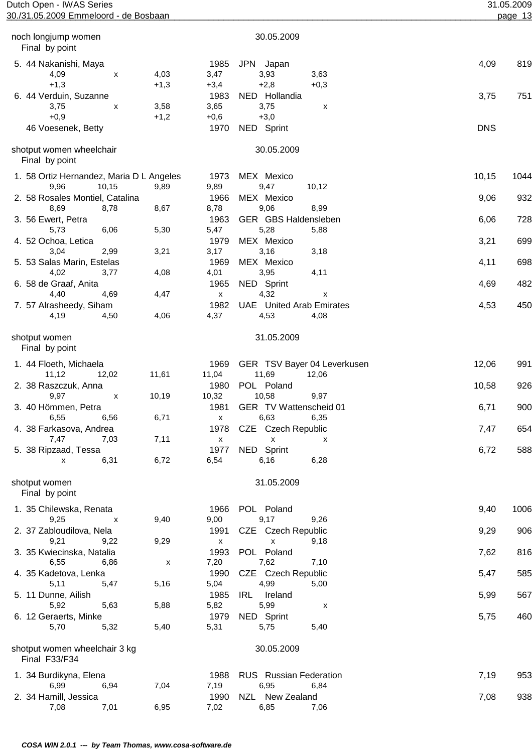## noch longjump women — 30.05.2009

Final by point

| Rank | Class | Name | Year | Nat | Club | Result | Points |
|---|---|---|---|---|---|---|---|
| 5. | 44 | Nakanishi, Maya | 1985 | JPN | Japan | 4,09 | 819 |
| | | 4,09 / x / 4,03 / 3,47 / 3,93 / 3,63 | | | | | |
| | | +1,3 / / +1,3 / +3,4 / +2,8 / +0,3 | | | | | |
| 6. | 44 | Verduin, Suzanne | 1983 | NED | Hollandia | 3,75 | 751 |
| | | 3,75 / x / 3,58 / 3,65 / 3,75 / x | | | | | |
| | | +0,9 / / +1,2 / +0,6 / +3,0 / | | | | | |
| | 46 | Voesenek, Betty | 1970 | NED | Sprint | DNS | |

## shotput women wheelchair — 30.05.2009

Final by point

| Rank | Class | Name | Year | Nat | Club | Result | Points |
|---|---|---|---|---|---|---|---|
| 1. | 58 | Ortiz Hernandez, Maria D L Angeles | 1973 | MEX | Mexico | 10,15 | 1044 |
| | | 9,96 / 10,15 / 9,89 / 9,89 / 9,47 / 10,12 | | | | | |
| 2. | 58 | Rosales Montiel, Catalina | 1966 | MEX | Mexico | 9,06 | 932 |
| | | 8,69 / 8,78 / 8,67 / 8,78 / 9,06 / 8,99 | | | | | |
| 3. | 56 | Ewert, Petra | 1963 | GER | GBS Haldensleben | 6,06 | 728 |
| | | 5,73 / 6,06 / 5,30 / 5,47 / 5,28 / 5,88 | | | | | |
| 4. | 52 | Ochoa, Letica | 1979 | MEX | Mexico | 3,21 | 699 |
| | | 3,04 / 2,99 / 3,21 / 3,17 / 3,16 / 3,18 | | | | | |
| 5. | 53 | Salas Marin, Estelas | 1969 | MEX | Mexico | 4,11 | 698 |
| | | 4,02 / 3,77 / 4,08 / 4,01 / 3,95 / 4,11 | | | | | |
| 6. | 58 | de Graaf, Anita | 1965 | NED | Sprint | 4,69 | 482 |
| | | 4,40 / 4,69 / 4,47 / x / 4,32 / x | | | | | |
| 7. | 57 | Alrasheedy, Siham | 1982 | UAE | United Arab Emirates | 4,53 | 450 |
| | | 4,19 / 4,50 / 4,06 / 4,37 / 4,53 / 4,08 | | | | | |

## shotput women — 31.05.2009

Final by point

| Rank | Class | Name | Year | Nat | Club | Result | Points |
|---|---|---|---|---|---|---|---|
| 1. | 44 | Floeth, Michaela | 1969 | GER | TSV Bayer 04 Leverkusen | 12,06 | 991 |
| | | 11,12 / 12,02 / 11,61 / 11,04 / 11,69 / 12,06 | | | | | |
| 2. | 38 | Raszczuk, Anna | 1980 | POL | Poland | 10,58 | 926 |
| | | 9,97 / x / 10,19 / 10,32 / 10,58 / 9,97 | | | | | |
| 3. | 40 | Hömmen, Petra | 1981 | GER | TV Wattenscheid 01 | 6,71 | 900 |
| | | 6,55 / 6,56 / 6,71 / x / 6,63 / 6,35 | | | | | |
| 4. | 38 | Farkasova, Andrea | 1978 | CZE | Czech Republic | 7,47 | 654 |
| | | 7,47 / 7,03 / 7,11 / x / x / x | | | | | |
| 5. | 38 | Ripzaad, Tessa | 1977 | NED | Sprint | 6,72 | 588 |
| | | x / 6,31 / 6,72 / 6,54 / 6,16 / 6,28 | | | | | |

## shotput women — 31.05.2009

Final by point

| Rank | Class | Name | Year | Nat | Club | Result | Points |
|---|---|---|---|---|---|---|---|
| 1. | 35 | Chilewska, Renata | 1966 | POL | Poland | 9,40 | 1006 |
| | | 9,25 / x / 9,40 / 9,00 / 9,17 / 9,26 | | | | | |
| 2. | 37 | Zabloudilova, Nela | 1991 | CZE | Czech Republic | 9,29 | 906 |
| | | 9,21 / 9,22 / 9,29 / x / x / 9,18 | | | | | |
| 3. | 35 | Kwiecinska, Natalia | 1993 | POL | Poland | 7,62 | 816 |
| | | 6,55 / 6,86 / x / 7,20 / 7,62 / 7,10 | | | | | |
| 4. | 35 | Kadetova, Lenka | 1990 | CZE | Czech Republic | 5,47 | 585 |
| | | 5,11 / 5,47 / 5,16 / 5,04 / 4,99 / 5,00 | | | | | |
| 5. | 11 | Dunne, Ailish | 1985 | IRL | Ireland | 5,99 | 567 |
| | | 5,92 / 5,63 / 5,88 / 5,82 / 5,99 / x | | | | | |
| 6. | 12 | Geraerts, Minke | 1979 | NED | Sprint | 5,75 | 460 |
| | | 5,70 / 5,32 / 5,40 / 5,31 / 5,75 / 5,40 | | | | | |

## shotput women wheelchair 3 kg — 30.05.2009

Final F33/F34

| Rank | Class | Name | Year | Nat | Club | Result | Points |
|---|---|---|---|---|---|---|---|
| 1. | 34 | Burdikyna, Elena | 1988 | RUS | Russian Federation | 7,19 | 953 |
| | | 6,99 / 6,94 / 7,04 / 7,19 / 6,95 / 6,84 | | | | | |
| 2. | 34 | Hamill, Jessica | 1990 | NZL | New Zealand | 7,08 | 938 |
| | | 7,08 / 7,01 / 6,95 / 7,02 / 6,85 / 7,06 | | | | | |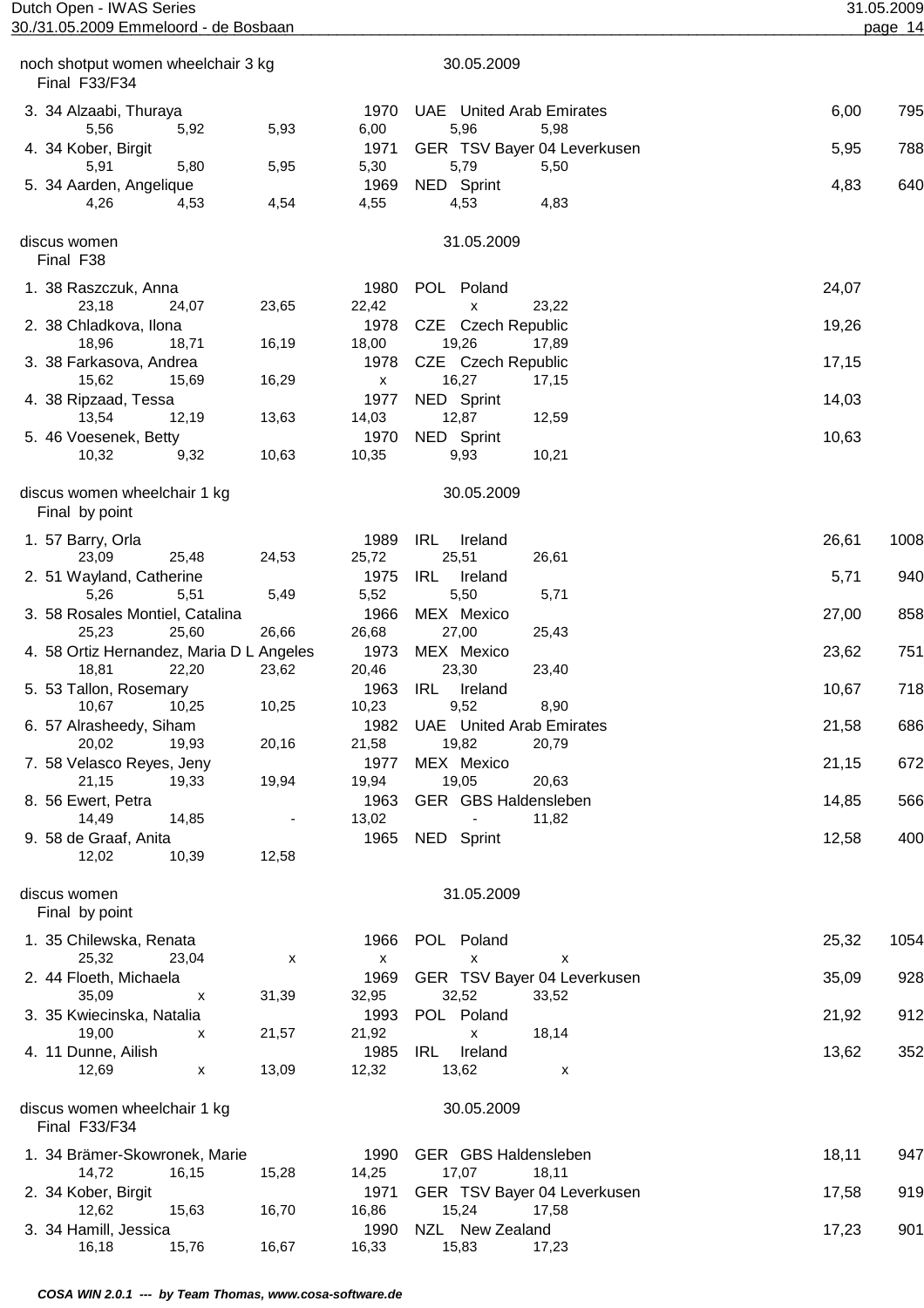noch shotput women wheelchair 3 kg — 30.05.2009

Final F33/F34

| Place | Class | Name | Year | Nation | Club | Result | Points |
|---|---|---|---|---|---|---|---|
| 3. | 34 | Alzaabi, Thuraya | 1970 | UAE | United Arab Emirates | 6,00 | 795 |
| | | 5,56 / 5,92 / 5,93 / 6,00 / 5,96 / 5,98 | | | | | |
| 4. | 34 | Kober, Birgit | 1971 | GER | TSV Bayer 04 Leverkusen | 5,95 | 788 |
| | | 5,91 / 5,80 / 5,95 / 5,30 / 5,79 / 5,50 | | | | | |
| 5. | 34 | Aarden, Angelique | 1969 | NED | Sprint | 4,83 | 640 |
| | | 4,26 / 4,53 / 4,54 / 4,55 / 4,53 / 4,83 | | | | | |

discus women — 31.05.2009

Final F38

| Place | Class | Name | Year | Nation | Club | Result |
|---|---|---|---|---|---|---|
| 1. | 38 | Raszczuk, Anna | 1980 | POL | Poland | 24,07 |
| | | 23,18 / 24,07 / 23,65 / 22,42 / x / 23,22 | | | | |
| 2. | 38 | Chladkova, Ilona | 1978 | CZE | Czech Republic | 19,26 |
| | | 18,96 / 18,71 / 16,19 / 18,00 / 19,26 / 17,89 | | | | |
| 3. | 38 | Farkasova, Andrea | 1978 | CZE | Czech Republic | 17,15 |
| | | 15,62 / 15,69 / 16,29 / x / 16,27 / 17,15 | | | | |
| 4. | 38 | Ripzaad, Tessa | 1977 | NED | Sprint | 14,03 |
| | | 13,54 / 12,19 / 13,63 / 14,03 / 12,87 / 12,59 | | | | |
| 5. | 46 | Voesenek, Betty | 1970 | NED | Sprint | 10,63 |
| | | 10,32 / 9,32 / 10,63 / 10,35 / 9,93 / 10,21 | | | | |

discus women wheelchair 1 kg — 30.05.2009

Final by point

| Place | Class | Name | Year | Nation | Club | Result | Points |
|---|---|---|---|---|---|---|---|
| 1. | 57 | Barry, Orla | 1989 | IRL | Ireland | 26,61 | 1008 |
| | | 23,09 / 25,48 / 24,53 / 25,72 / 25,51 / 26,61 | | | | | |
| 2. | 51 | Wayland, Catherine | 1975 | IRL | Ireland | 5,71 | 940 |
| | | 5,26 / 5,51 / 5,49 / 5,52 / 5,50 / 5,71 | | | | | |
| 3. | 58 | Rosales Montiel, Catalina | 1966 | MEX | Mexico | 27,00 | 858 |
| | | 25,23 / 25,60 / 26,66 / 26,68 / 27,00 / 25,43 | | | | | |
| 4. | 58 | Ortiz Hernandez, Maria D L Angeles | 1973 | MEX | Mexico | 23,62 | 751 |
| | | 18,81 / 22,20 / 23,62 / 20,46 / 23,30 / 23,40 | | | | | |
| 5. | 53 | Tallon, Rosemary | 1963 | IRL | Ireland | 10,67 | 718 |
| | | 10,67 / 10,25 / 10,25 / 10,23 / 9,52 / 8,90 | | | | | |
| 6. | 57 | Alrasheedy, Siham | 1982 | UAE | United Arab Emirates | 21,58 | 686 |
| | | 20,02 / 19,93 / 20,16 / 21,58 / 19,82 / 20,79 | | | | | |
| 7. | 58 | Velasco Reyes, Jeny | 1977 | MEX | Mexico | 21,15 | 672 |
| | | 21,15 / 19,33 / 19,94 / 19,94 / 19,05 / 20,63 | | | | | |
| 8. | 56 | Ewert, Petra | 1963 | GER | GBS Haldensleben | 14,85 | 566 |
| | | 14,49 / 14,85 / - / 13,02 / - / 11,82 | | | | | |
| 9. | 58 | de Graaf, Anita | 1965 | NED | Sprint | 12,58 | 400 |
| | | 12,02 / 10,39 / 12,58 | | | | | |

discus women — 31.05.2009

Final by point

| Place | Class | Name | Year | Nation | Club | Result | Points |
|---|---|---|---|---|---|---|---|
| 1. | 35 | Chilewska, Renata | 1966 | POL | Poland | 25,32 | 1054 |
| | | 25,32 / 23,04 / x / x / x / x | | | | | |
| 2. | 44 | Floeth, Michaela | 1969 | GER | TSV Bayer 04 Leverkusen | 35,09 | 928 |
| | | 35,09 / x / 31,39 / 32,95 / 32,52 / 33,52 | | | | | |
| 3. | 35 | Kwiecinska, Natalia | 1993 | POL | Poland | 21,92 | 912 |
| | | 19,00 / x / 21,57 / 21,92 / x / 18,14 | | | | | |
| 4. | 11 | Dunne, Ailish | 1985 | IRL | Ireland | 13,62 | 352 |
| | | 12,69 / x / 13,09 / 12,32 / 13,62 / x | | | | | |

discus women wheelchair 1 kg — 30.05.2009

Final F33/F34

| Place | Class | Name | Year | Nation | Club | Result | Points |
|---|---|---|---|---|---|---|---|
| 1. | 34 | Brämer-Skowronek, Marie | 1990 | GER | GBS Haldensleben | 18,11 | 947 |
| | | 14,72 / 16,15 / 15,28 / 14,25 / 17,07 / 18,11 | | | | | |
| 2. | 34 | Kober, Birgit | 1971 | GER | TSV Bayer 04 Leverkusen | 17,58 | 919 |
| | | 12,62 / 15,63 / 16,70 / 16,86 / 15,24 / 17,58 | | | | | |
| 3. | 34 | Hamill, Jessica | 1990 | NZL | New Zealand | 17,23 | 901 |
| | | 16,18 / 15,76 / 16,67 / 16,33 / 15,83 / 17,23 | | | | | |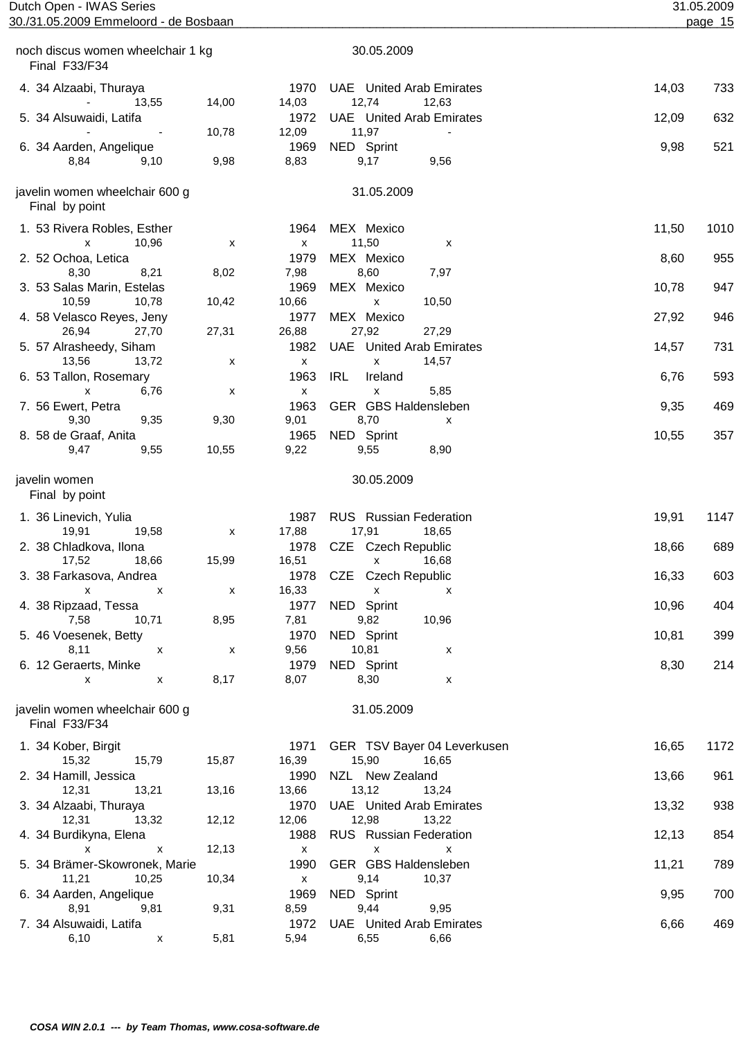## noch discus women wheelchair 1 kg — 30.05.2009

Final F33/F34

| | | | | | | |
|---|---|---|---|---|---|---|
| 4. 34 Alzaabi, Thuraya | 1970 | UAE United Arab Emirates | 14,03 | 733 | | |
| - | 13,55 | 14,00 | 14,03 | 12,74 | 12,63 | |
| 5. 34 Alsuwaidi, Latifa | 1972 | UAE United Arab Emirates | 12,09 | 632 | | |
| - | - | 10,78 | 12,09 | 11,97 | - | |
| 6. 34 Aarden, Angelique | 1969 | NED Sprint | 9,98 | 521 | | |
| 8,84 | 9,10 | 9,98 | 8,83 | 9,17 | 9,56 | |

## javelin women wheelchair 600 g — 31.05.2009

Final by point

| | | | | | | |
|---|---|---|---|---|---|---|
| 1. 53 Rivera Robles, Esther | 1964 | MEX Mexico | 11,50 | 1010 | | |
| x | 10,96 | x | x | 11,50 | x | |
| 2. 52 Ochoa, Letica | 1979 | MEX Mexico | 8,60 | 955 | | |
| 8,30 | 8,21 | 8,02 | 7,98 | 8,60 | 7,97 | |
| 3. 53 Salas Marin, Estelas | 1969 | MEX Mexico | 10,78 | 947 | | |
| 10,59 | 10,78 | 10,42 | 10,66 | x | 10,50 | |
| 4. 58 Velasco Reyes, Jeny | 1977 | MEX Mexico | 27,92 | 946 | | |
| 26,94 | 27,70 | 27,31 | 26,88 | 27,92 | 27,29 | |
| 5. 57 Alrasheedy, Siham | 1982 | UAE United Arab Emirates | 14,57 | 731 | | |
| 13,56 | 13,72 | x | x | x | 14,57 | |
| 6. 53 Tallon, Rosemary | 1963 | IRL Ireland | 6,76 | 593 | | |
| x | 6,76 | x | x | x | 5,85 | |
| 7. 56 Ewert, Petra | 1963 | GER GBS Haldensleben | 9,35 | 469 | | |
| 9,30 | 9,35 | 9,30 | 9,01 | 8,70 | x | |
| 8. 58 de Graaf, Anita | 1965 | NED Sprint | 10,55 | 357 | | |
| 9,47 | 9,55 | 10,55 | 9,22 | 9,55 | 8,90 | |

## javelin women — 30.05.2009

Final by point

| | | | | | | |
|---|---|---|---|---|---|---|
| 1. 36 Linevich, Yulia | 1987 | RUS Russian Federation | 19,91 | 1147 | | |
| 19,91 | 19,58 | x | 17,88 | 17,91 | 18,65 | |
| 2. 38 Chladkova, Ilona | 1978 | CZE Czech Republic | 18,66 | 689 | | |
| 17,52 | 18,66 | 15,99 | 16,51 | x | 16,68 | |
| 3. 38 Farkasova, Andrea | 1978 | CZE Czech Republic | 16,33 | 603 | | |
| x | x | x | 16,33 | x | x | |
| 4. 38 Ripzaad, Tessa | 1977 | NED Sprint | 10,96 | 404 | | |
| 7,58 | 10,71 | 8,95 | 7,81 | 9,82 | 10,96 | |
| 5. 46 Voesenek, Betty | 1970 | NED Sprint | 10,81 | 399 | | |
| 8,11 | x | x | 9,56 | 10,81 | x | |
| 6. 12 Geraerts, Minke | 1979 | NED Sprint | 8,30 | 214 | | |
| x | x | 8,17 | 8,07 | 8,30 | x | |

## javelin women wheelchair 600 g — 31.05.2009

Final F33/F34

| | | | | | | |
|---|---|---|---|---|---|---|
| 1. 34 Kober, Birgit | 1971 | GER TSV Bayer 04 Leverkusen | 16,65 | 1172 | | |
| 15,32 | 15,79 | 15,87 | 16,39 | 15,90 | 16,65 | |
| 2. 34 Hamill, Jessica | 1990 | NZL New Zealand | 13,66 | 961 | | |
| 12,31 | 13,21 | 13,16 | 13,66 | 13,12 | 13,24 | |
| 3. 34 Alzaabi, Thuraya | 1970 | UAE United Arab Emirates | 13,32 | 938 | | |
| 12,31 | 13,32 | 12,12 | 12,06 | 12,98 | 13,22 | |
| 4. 34 Burdikyna, Elena | 1988 | RUS Russian Federation | 12,13 | 854 | | |
| x | x | 12,13 | x | x | x | |
| 5. 34 Brämer-Skowronek, Marie | 1990 | GER GBS Haldensleben | 11,21 | 789 | | |
| 11,21 | 10,25 | 10,34 | x | 9,14 | 10,37 | |
| 6. 34 Aarden, Angelique | 1969 | NED Sprint | 9,95 | 700 | | |
| 8,91 | 9,81 | 9,31 | 8,59 | 9,44 | 9,95 | |
| 7. 34 Alsuwaidi, Latifa | 1972 | UAE United Arab Emirates | 6,66 | 469 | | |
| 6,10 | x | 5,81 | 5,94 | 6,55 | 6,66 | |